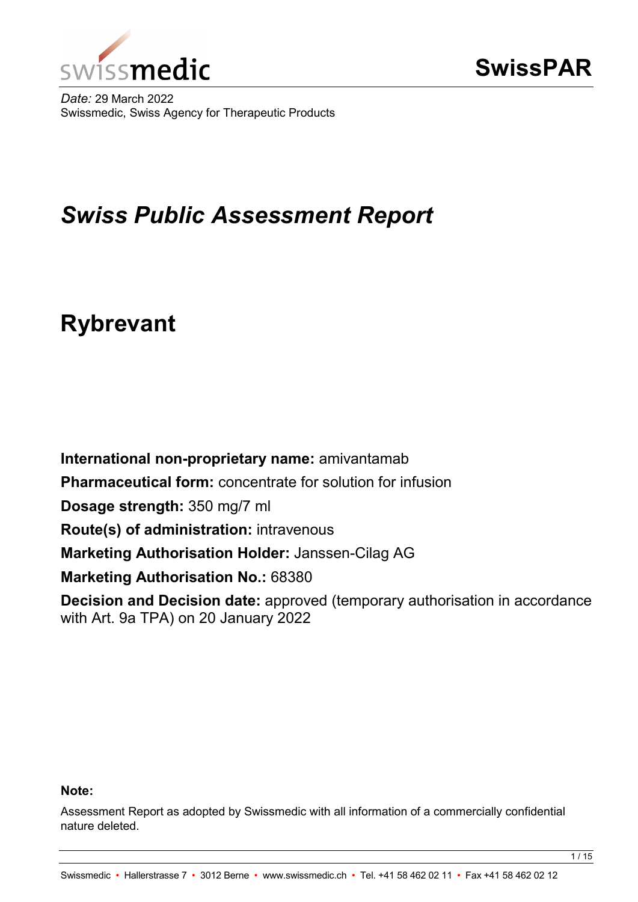swissmedic

**SwissPAR**

*Date:* 29 March 2022
Swissmedic, Swiss Agency for Therapeutic Products

# *Swiss Public Assessment Report*

# Rybrevant

**International non-proprietary name:** amivantamab

**Pharmaceutical form:** concentrate for solution for infusion

**Dosage strength:** 350 mg/7 ml

**Route(s) of administration:** intravenous

**Marketing Authorisation Holder:** Janssen-Cilag AG

**Marketing Authorisation No.:** 68380

**Decision and Decision date:** approved (temporary authorisation in accordance with Art. 9a TPA) on 20 January 2022

**Note:**

Assessment Report as adopted by Swissmedic with all information of a commercially confidential nature deleted.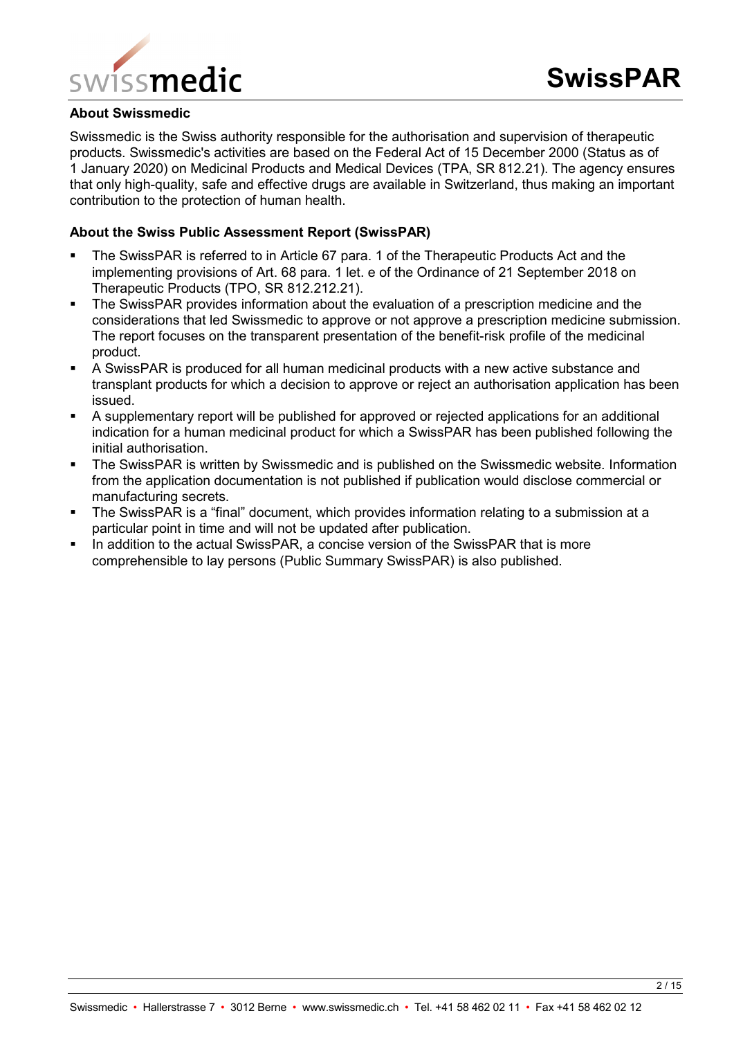**About Swissmedic**

Swissmedic is the Swiss authority responsible for the authorisation and supervision of therapeutic products. Swissmedic's activities are based on the Federal Act of 15 December 2000 (Status as of 1 January 2020) on Medicinal Products and Medical Devices (TPA, SR 812.21). The agency ensures that only high-quality, safe and effective drugs are available in Switzerland, thus making an important contribution to the protection of human health.

**About the Swiss Public Assessment Report (SwissPAR)**

- The SwissPAR is referred to in Article 67 para. 1 of the Therapeutic Products Act and the implementing provisions of Art. 68 para. 1 let. e of the Ordinance of 21 September 2018 on Therapeutic Products (TPO, SR 812.212.21).
- The SwissPAR provides information about the evaluation of a prescription medicine and the considerations that led Swissmedic to approve or not approve a prescription medicine submission. The report focuses on the transparent presentation of the benefit-risk profile of the medicinal product.
- A SwissPAR is produced for all human medicinal products with a new active substance and transplant products for which a decision to approve or reject an authorisation application has been issued.
- A supplementary report will be published for approved or rejected applications for an additional indication for a human medicinal product for which a SwissPAR has been published following the initial authorisation.
- The SwissPAR is written by Swissmedic and is published on the Swissmedic website. Information from the application documentation is not published if publication would disclose commercial or manufacturing secrets.
- The SwissPAR is a "final" document, which provides information relating to a submission at a particular point in time and will not be updated after publication.
- In addition to the actual SwissPAR, a concise version of the SwissPAR that is more comprehensible to lay persons (Public Summary SwissPAR) is also published.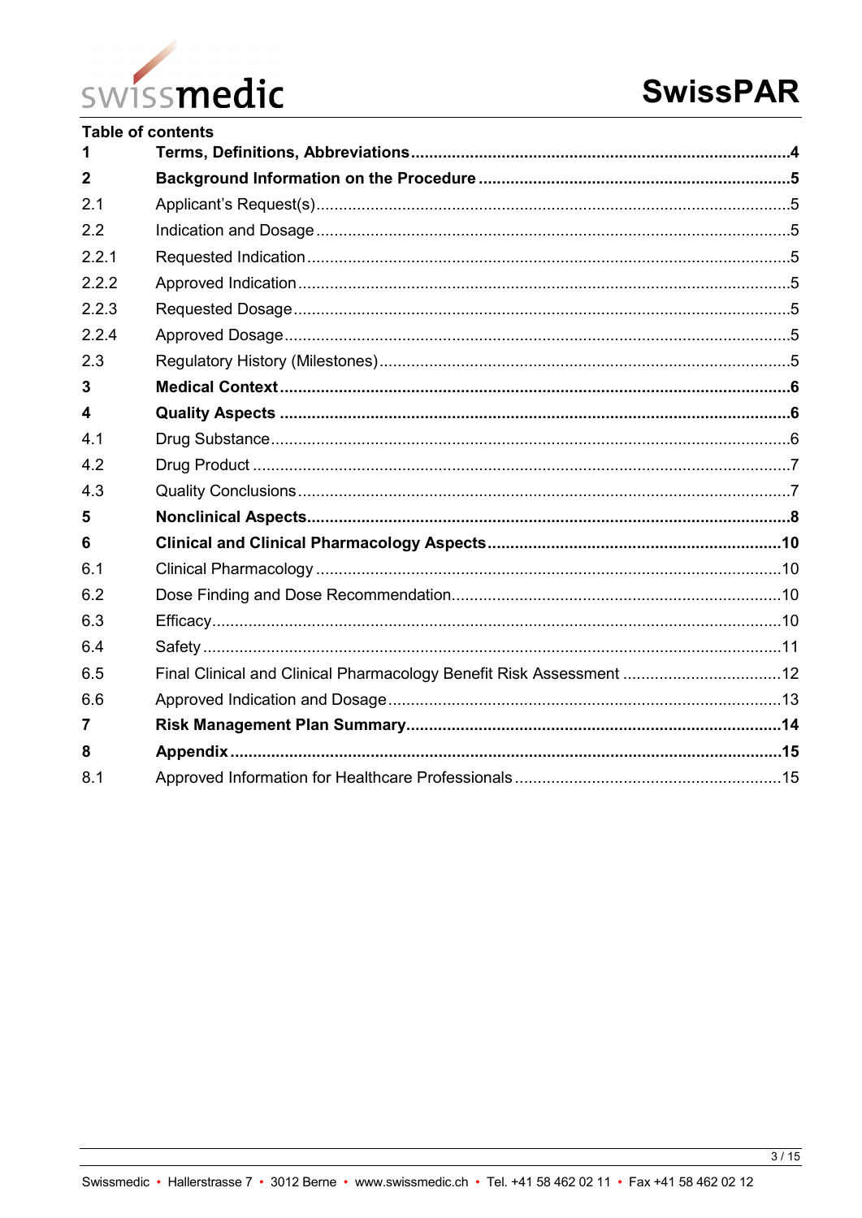**Table of contents**

| | | |
|---|---|---|
| **1** | **Terms, Definitions, Abbreviations** | **4** |
| **2** | **Background Information on the Procedure** | **5** |
| 2.1 | Applicant's Request(s) | 5 |
| 2.2 | Indication and Dosage | 5 |
| 2.2.1 | Requested Indication | 5 |
| 2.2.2 | Approved Indication | 5 |
| 2.2.3 | Requested Dosage | 5 |
| 2.2.4 | Approved Dosage | 5 |
| 2.3 | Regulatory History (Milestones) | 5 |
| **3** | **Medical Context** | **6** |
| **4** | **Quality Aspects** | **6** |
| 4.1 | Drug Substance | 6 |
| 4.2 | Drug Product | 7 |
| 4.3 | Quality Conclusions | 7 |
| **5** | **Nonclinical Aspects** | **8** |
| **6** | **Clinical and Clinical Pharmacology Aspects** | **10** |
| 6.1 | Clinical Pharmacology | 10 |
| 6.2 | Dose Finding and Dose Recommendation | 10 |
| 6.3 | Efficacy | 10 |
| 6.4 | Safety | 11 |
| 6.5 | Final Clinical and Clinical Pharmacology Benefit Risk Assessment | 12 |
| 6.6 | Approved Indication and Dosage | 13 |
| **7** | **Risk Management Plan Summary** | **14** |
| **8** | **Appendix** | **15** |
| 8.1 | Approved Information for Healthcare Professionals | 15 |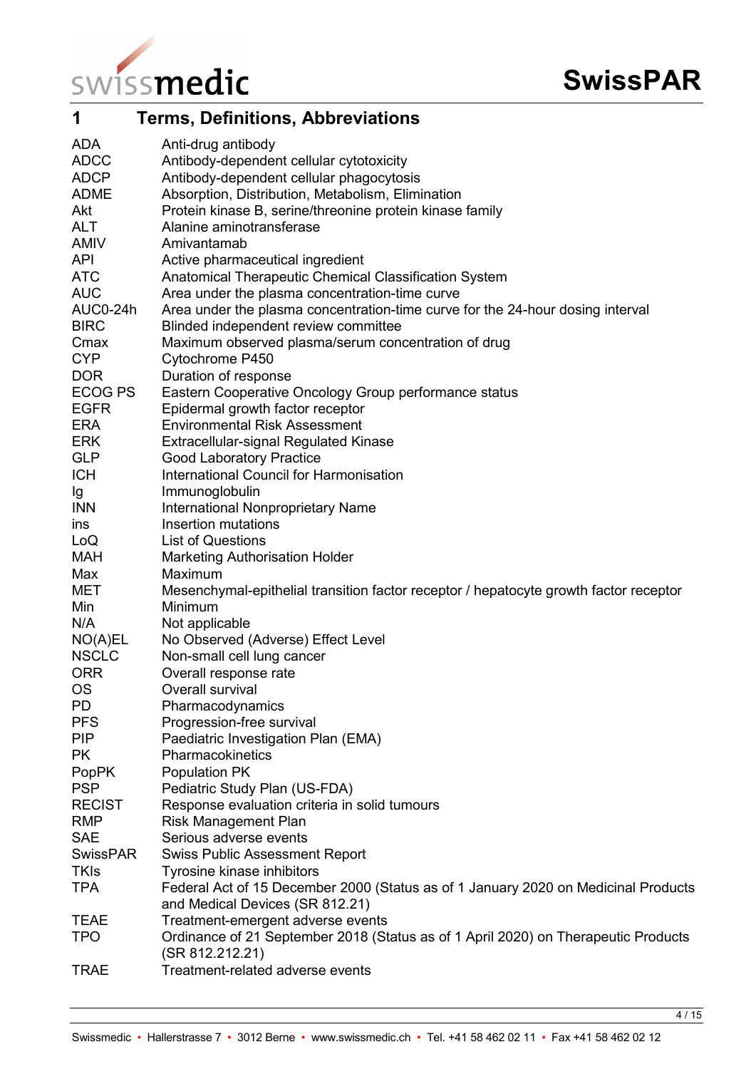# 1 Terms, Definitions, Abbreviations

| | |
|---|---|
| ADA | Anti-drug antibody |
| ADCC | Antibody-dependent cellular cytotoxicity |
| ADCP | Antibody-dependent cellular phagocytosis |
| ADME | Absorption, Distribution, Metabolism, Elimination |
| Akt | Protein kinase B, serine/threonine protein kinase family |
| ALT | Alanine aminotransferase |
| AMIV | Amivantamab |
| API | Active pharmaceutical ingredient |
| ATC | Anatomical Therapeutic Chemical Classification System |
| AUC | Area under the plasma concentration-time curve |
| AUC0-24h | Area under the plasma concentration-time curve for the 24-hour dosing interval |
| BIRC | Blinded independent review committee |
| Cmax | Maximum observed plasma/serum concentration of drug |
| CYP | Cytochrome P450 |
| DOR | Duration of response |
| ECOG PS | Eastern Cooperative Oncology Group performance status |
| EGFR | Epidermal growth factor receptor |
| ERA | Environmental Risk Assessment |
| ERK | Extracellular-signal Regulated Kinase |
| GLP | Good Laboratory Practice |
| ICH | International Council for Harmonisation |
| Ig | Immunoglobulin |
| INN | International Nonproprietary Name |
| ins | Insertion mutations |
| LoQ | List of Questions |
| MAH | Marketing Authorisation Holder |
| Max | Maximum |
| MET | Mesenchymal-epithelial transition factor receptor / hepatocyte growth factor receptor |
| Min | Minimum |
| N/A | Not applicable |
| NO(A)EL | No Observed (Adverse) Effect Level |
| NSCLC | Non-small cell lung cancer |
| ORR | Overall response rate |
| OS | Overall survival |
| PD | Pharmacodynamics |
| PFS | Progression-free survival |
| PIP | Paediatric Investigation Plan (EMA) |
| PK | Pharmacokinetics |
| PopPK | Population PK |
| PSP | Pediatric Study Plan (US-FDA) |
| RECIST | Response evaluation criteria in solid tumours |
| RMP | Risk Management Plan |
| SAE | Serious adverse events |
| SwissPAR | Swiss Public Assessment Report |
| TKIs | Tyrosine kinase inhibitors |
| TPA | Federal Act of 15 December 2000 (Status as of 1 January 2020 on Medicinal Products and Medical Devices (SR 812.21) |
| TEAE | Treatment-emergent adverse events |
| TPO | Ordinance of 21 September 2018 (Status as of 1 April 2020) on Therapeutic Products (SR 812.212.21) |
| TRAE | Treatment-related adverse events |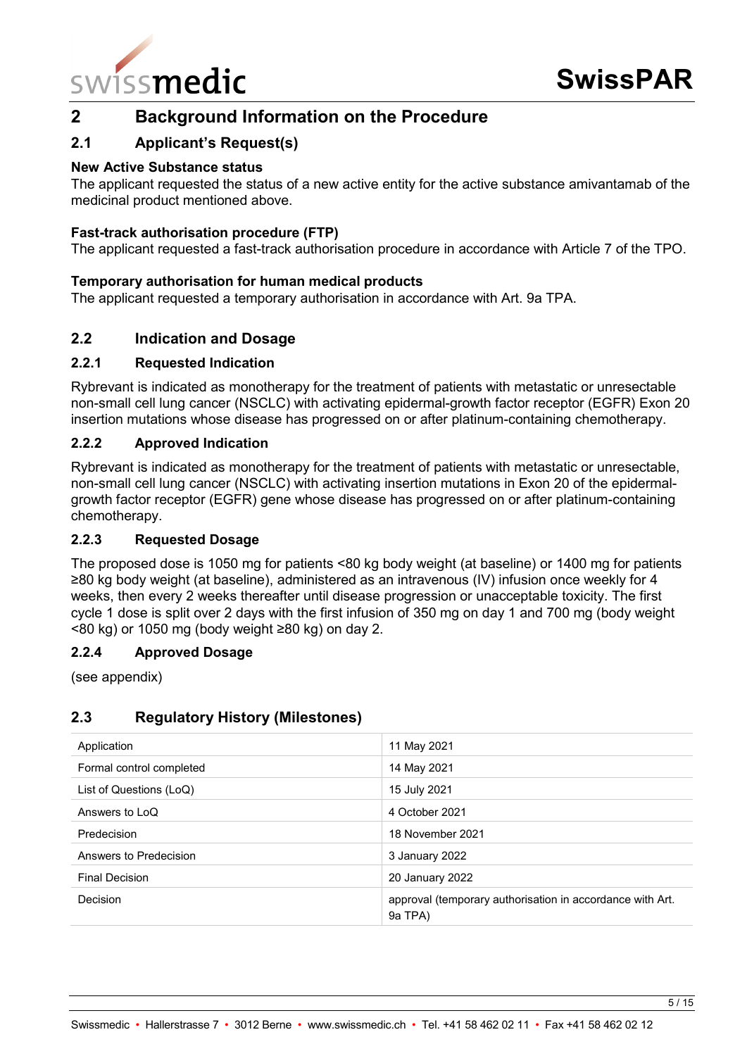## 2 Background Information on the Procedure

### 2.1 Applicant's Request(s)

**New Active Substance status**

The applicant requested the status of a new active entity for the active substance amivantamab of the medicinal product mentioned above.

**Fast-track authorisation procedure (FTP)**

The applicant requested a fast-track authorisation procedure in accordance with Article 7 of the TPO.

**Temporary authorisation for human medical products**

The applicant requested a temporary authorisation in accordance with Art. 9a TPA.

### 2.2 Indication and Dosage

#### 2.2.1 Requested Indication

Rybrevant is indicated as monotherapy for the treatment of patients with metastatic or unresectable non-small cell lung cancer (NSCLC) with activating epidermal-growth factor receptor (EGFR) Exon 20 insertion mutations whose disease has progressed on or after platinum-containing chemotherapy.

#### 2.2.2 Approved Indication

Rybrevant is indicated as monotherapy for the treatment of patients with metastatic or unresectable, non-small cell lung cancer (NSCLC) with activating insertion mutations in Exon 20 of the epidermal-growth factor receptor (EGFR) gene whose disease has progressed on or after platinum-containing chemotherapy.

#### 2.2.3 Requested Dosage

The proposed dose is 1050 mg for patients <80 kg body weight (at baseline) or 1400 mg for patients ≥80 kg body weight (at baseline), administered as an intravenous (IV) infusion once weekly for 4 weeks, then every 2 weeks thereafter until disease progression or unacceptable toxicity. The first cycle 1 dose is split over 2 days with the first infusion of 350 mg on day 1 and 700 mg (body weight <80 kg) or 1050 mg (body weight ≥80 kg) on day 2.

#### 2.2.4 Approved Dosage

(see appendix)

### 2.3 Regulatory History (Milestones)

| | |
|---|---|
| Application | 11 May 2021 |
| Formal control completed | 14 May 2021 |
| List of Questions (LoQ) | 15 July 2021 |
| Answers to LoQ | 4 October 2021 |
| Predecision | 18 November 2021 |
| Answers to Predecision | 3 January 2022 |
| Final Decision | 20 January 2022 |
| Decision | approval (temporary authorisation in accordance with Art. 9a TPA) |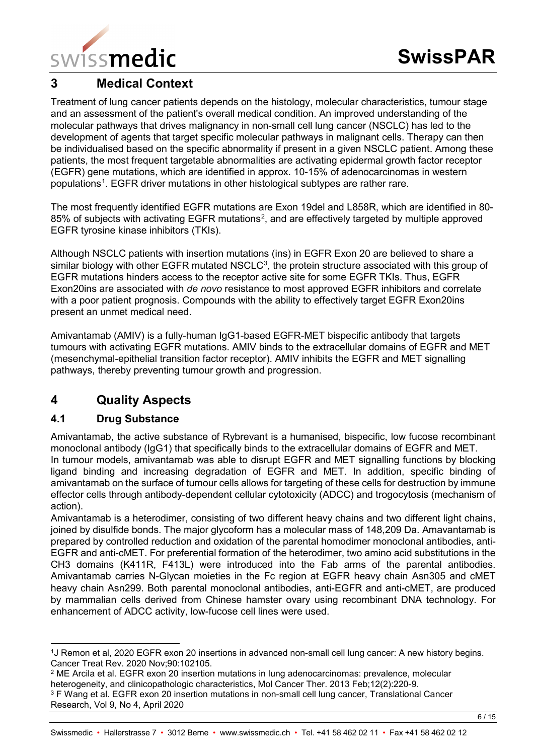## 3 Medical Context

Treatment of lung cancer patients depends on the histology, molecular characteristics, tumour stage and an assessment of the patient's overall medical condition. An improved understanding of the molecular pathways that drives malignancy in non-small cell lung cancer (NSCLC) has led to the development of agents that target specific molecular pathways in malignant cells. Therapy can then be individualised based on the specific abnormality if present in a given NSCLC patient. Among these patients, the most frequent targetable abnormalities are activating epidermal growth factor receptor (EGFR) gene mutations, which are identified in approx. 10-15% of adenocarcinomas in western populations[1]. EGFR driver mutations in other histological subtypes are rather rare.

The most frequently identified EGFR mutations are Exon 19del and L858R, which are identified in 80-85% of subjects with activating EGFR mutations[2], and are effectively targeted by multiple approved EGFR tyrosine kinase inhibitors (TKIs).

Although NSCLC patients with insertion mutations (ins) in EGFR Exon 20 are believed to share a similar biology with other EGFR mutated NSCLC[3], the protein structure associated with this group of EGFR mutations hinders access to the receptor active site for some EGFR TKIs. Thus, EGFR Exon20ins are associated with *de novo* resistance to most approved EGFR inhibitors and correlate with a poor patient prognosis. Compounds with the ability to effectively target EGFR Exon20ins present an unmet medical need.

Amivantamab (AMIV) is a fully-human IgG1-based EGFR-MET bispecific antibody that targets tumours with activating EGFR mutations. AMIV binds to the extracellular domains of EGFR and MET (mesenchymal-epithelial transition factor receptor). AMIV inhibits the EGFR and MET signalling pathways, thereby preventing tumour growth and progression.

## 4 Quality Aspects

### 4.1 Drug Substance

Amivantamab, the active substance of Rybrevant is a humanised, bispecific, low fucose recombinant monoclonal antibody (IgG1) that specifically binds to the extracellular domains of EGFR and MET.
In tumour models, amivantamab was able to disrupt EGFR and MET signalling functions by blocking ligand binding and increasing degradation of EGFR and MET. In addition, specific binding of amivantamab on the surface of tumour cells allows for targeting of these cells for destruction by immune effector cells through antibody-dependent cellular cytotoxicity (ADCC) and trogocytosis (mechanism of action).
Amivantamab is a heterodimer, consisting of two different heavy chains and two different light chains, joined by disulfide bonds. The major glycoform has a molecular mass of 148,209 Da. Amavantamab is prepared by controlled reduction and oxidation of the parental homodimer monoclonal antibodies, anti-EGFR and anti-cMET. For preferential formation of the heterodimer, two amino acid substitutions in the CH3 domains (K411R, F413L) were introduced into the Fab arms of the parental antibodies. Amivantamab carries N-Glycan moieties in the Fc region at EGFR heavy chain Asn305 and cMET heavy chain Asn299. Both parental monoclonal antibodies, anti-EGFR and anti-cMET, are produced by mammalian cells derived from Chinese hamster ovary using recombinant DNA technology. For enhancement of ADCC activity, low-fucose cell lines were used.

---

[1] J Remon et al, 2020 EGFR exon 20 insertions in advanced non-small cell lung cancer: A new history begins. Cancer Treat Rev. 2020 Nov;90:102105.

[2] ME Arcila et al. EGFR exon 20 insertion mutations in lung adenocarcinomas: prevalence, molecular heterogeneity, and clinicopathologic characteristics, Mol Cancer Ther. 2013 Feb;12(2):220-9.

[3] F Wang et al. EGFR exon 20 insertion mutations in non-small cell lung cancer, Translational Cancer Research, Vol 9, No 4, April 2020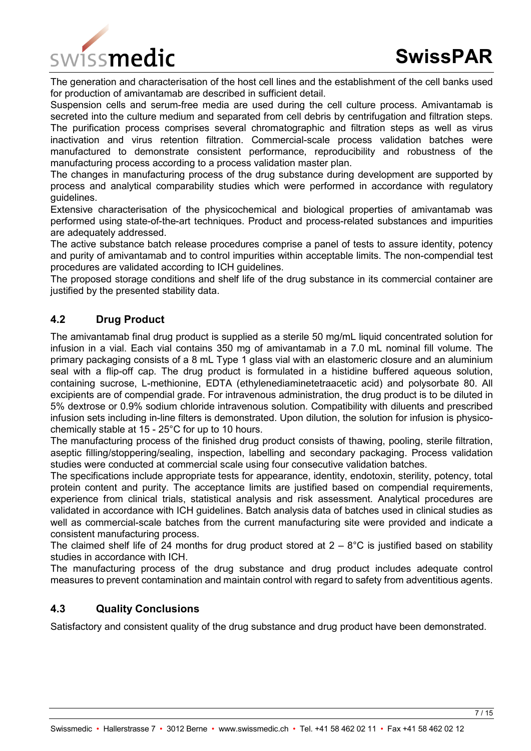The generation and characterisation of the host cell lines and the establishment of the cell banks used for production of amivantamab are described in sufficient detail.

Suspension cells and serum-free media are used during the cell culture process. Amivantamab is secreted into the culture medium and separated from cell debris by centrifugation and filtration steps. The purification process comprises several chromatographic and filtration steps as well as virus inactivation and virus retention filtration. Commercial-scale process validation batches were manufactured to demonstrate consistent performance, reproducibility and robustness of the manufacturing process according to a process validation master plan.

The changes in manufacturing process of the drug substance during development are supported by process and analytical comparability studies which were performed in accordance with regulatory guidelines.

Extensive characterisation of the physicochemical and biological properties of amivantamab was performed using state-of-the-art techniques. Product and process-related substances and impurities are adequately addressed.

The active substance batch release procedures comprise a panel of tests to assure identity, potency and purity of amivantamab and to control impurities within acceptable limits. The non-compendial test procedures are validated according to ICH guidelines.

The proposed storage conditions and shelf life of the drug substance in its commercial container are justified by the presented stability data.

## 4.2 Drug Product

The amivantamab final drug product is supplied as a sterile 50 mg/mL liquid concentrated solution for infusion in a vial. Each vial contains 350 mg of amivantamab in a 7.0 mL nominal fill volume. The primary packaging consists of a 8 mL Type 1 glass vial with an elastomeric closure and an aluminium seal with a flip-off cap. The drug product is formulated in a histidine buffered aqueous solution, containing sucrose, L-methionine, EDTA (ethylenediaminetetraacetic acid) and polysorbate 80. All excipients are of compendial grade. For intravenous administration, the drug product is to be diluted in 5% dextrose or 0.9% sodium chloride intravenous solution. Compatibility with diluents and prescribed infusion sets including in-line filters is demonstrated. Upon dilution, the solution for infusion is physico-chemically stable at 15 - 25°C for up to 10 hours.

The manufacturing process of the finished drug product consists of thawing, pooling, sterile filtration, aseptic filling/stoppering/sealing, inspection, labelling and secondary packaging. Process validation studies were conducted at commercial scale using four consecutive validation batches.

The specifications include appropriate tests for appearance, identity, endotoxin, sterility, potency, total protein content and purity. The acceptance limits are justified based on compendial requirements, experience from clinical trials, statistical analysis and risk assessment. Analytical procedures are validated in accordance with ICH guidelines. Batch analysis data of batches used in clinical studies as well as commercial-scale batches from the current manufacturing site were provided and indicate a consistent manufacturing process.

The claimed shelf life of 24 months for drug product stored at 2 – 8°C is justified based on stability studies in accordance with ICH.

The manufacturing process of the drug substance and drug product includes adequate control measures to prevent contamination and maintain control with regard to safety from adventitious agents.

## 4.3 Quality Conclusions

Satisfactory and consistent quality of the drug substance and drug product have been demonstrated.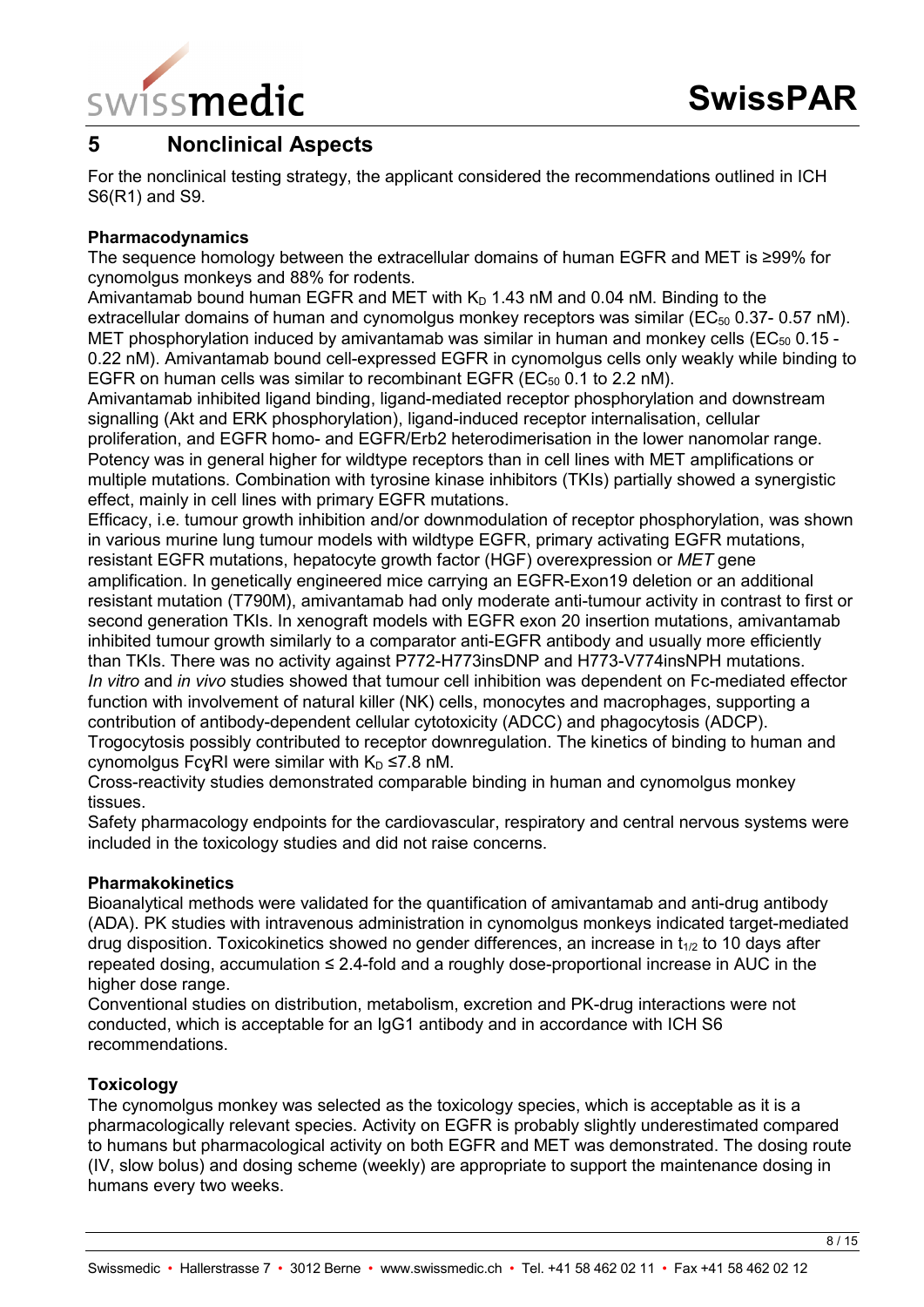## 5 Nonclinical Aspects

For the nonclinical testing strategy, the applicant considered the recommendations outlined in ICH S6(R1) and S9.

### Pharmacodynamics

The sequence homology between the extracellular domains of human EGFR and MET is ≥99% for cynomolgus monkeys and 88% for rodents.
Amivantamab bound human EGFR and MET with $K_D$ 1.43 nM and 0.04 nM. Binding to the extracellular domains of human and cynomolgus monkey receptors was similar ($EC_{50}$ 0.37- 0.57 nM). MET phosphorylation induced by amivantamab was similar in human and monkey cells ($EC_{50}$ 0.15 - 0.22 nM). Amivantamab bound cell-expressed EGFR in cynomolgus cells only weakly while binding to EGFR on human cells was similar to recombinant EGFR ($EC_{50}$ 0.1 to 2.2 nM).
Amivantamab inhibited ligand binding, ligand-mediated receptor phosphorylation and downstream signalling (Akt and ERK phosphorylation), ligand-induced receptor internalisation, cellular proliferation, and EGFR homo- and EGFR/Erb2 heterodimerisation in the lower nanomolar range. Potency was in general higher for wildtype receptors than in cell lines with MET amplifications or multiple mutations. Combination with tyrosine kinase inhibitors (TKIs) partially showed a synergistic effect, mainly in cell lines with primary EGFR mutations.
Efficacy, i.e. tumour growth inhibition and/or downmodulation of receptor phosphorylation, was shown in various murine lung tumour models with wildtype EGFR, primary activating EGFR mutations, resistant EGFR mutations, hepatocyte growth factor (HGF) overexpression or *MET* gene amplification. In genetically engineered mice carrying an EGFR-Exon19 deletion or an additional resistant mutation (T790M), amivantamab had only moderate anti-tumour activity in contrast to first or second generation TKIs. In xenograft models with EGFR exon 20 insertion mutations, amivantamab inhibited tumour growth similarly to a comparator anti-EGFR antibody and usually more efficiently than TKIs. There was no activity against P772-H773insDNP and H773-V774insNPH mutations.
*In vitro* and *in vivo* studies showed that tumour cell inhibition was dependent on Fc-mediated effector function with involvement of natural killer (NK) cells, monocytes and macrophages, supporting a contribution of antibody-dependent cellular cytotoxicity (ADCC) and phagocytosis (ADCP). Trogocytosis possibly contributed to receptor downregulation. The kinetics of binding to human and cynomolgus FcγRI were similar with $K_D$ ≤7.8 nM.
Cross-reactivity studies demonstrated comparable binding in human and cynomolgus monkey tissues.
Safety pharmacology endpoints for the cardiovascular, respiratory and central nervous systems were included in the toxicology studies and did not raise concerns.

### Pharmakokinetics

Bioanalytical methods were validated for the quantification of amivantamab and anti-drug antibody (ADA). PK studies with intravenous administration in cynomolgus monkeys indicated target-mediated drug disposition. Toxicokinetics showed no gender differences, an increase in $t_{1/2}$ to 10 days after repeated dosing, accumulation ≤ 2.4-fold and a roughly dose-proportional increase in AUC in the higher dose range.
Conventional studies on distribution, metabolism, excretion and PK-drug interactions were not conducted, which is acceptable for an IgG1 antibody and in accordance with ICH S6 recommendations.

### Toxicology

The cynomolgus monkey was selected as the toxicology species, which is acceptable as it is a pharmacologically relevant species. Activity on EGFR is probably slightly underestimated compared to humans but pharmacological activity on both EGFR and MET was demonstrated. The dosing route (IV, slow bolus) and dosing scheme (weekly) are appropriate to support the maintenance dosing in humans every two weeks.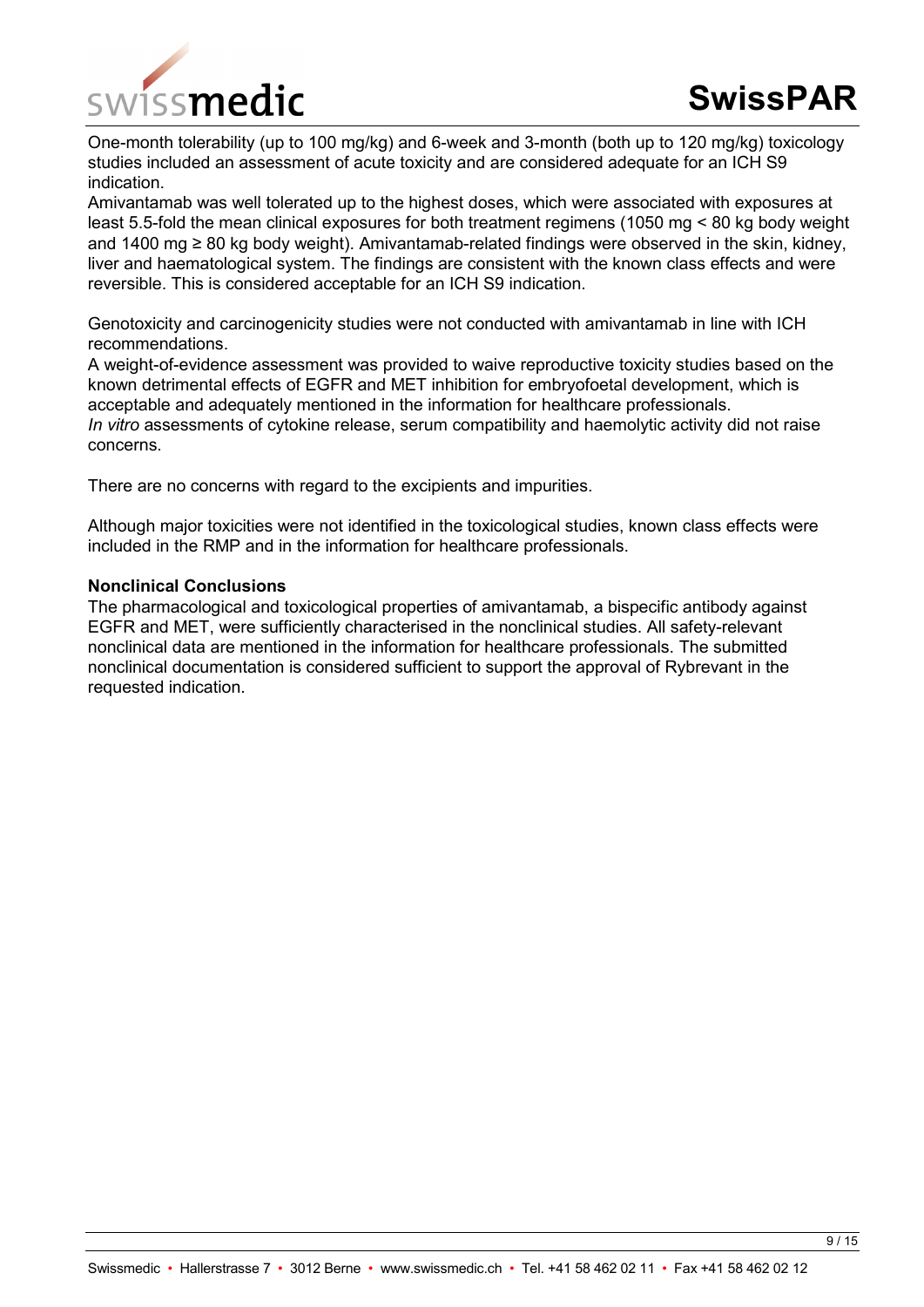One-month tolerability (up to 100 mg/kg) and 6-week and 3-month (both up to 120 mg/kg) toxicology studies included an assessment of acute toxicity and are considered adequate for an ICH S9 indication.
Amivantamab was well tolerated up to the highest doses, which were associated with exposures at least 5.5-fold the mean clinical exposures for both treatment regimens (1050 mg < 80 kg body weight and 1400 mg ≥ 80 kg body weight). Amivantamab-related findings were observed in the skin, kidney, liver and haematological system. The findings are consistent with the known class effects and were reversible. This is considered acceptable for an ICH S9 indication.

Genotoxicity and carcinogenicity studies were not conducted with amivantamab in line with ICH recommendations.
A weight-of-evidence assessment was provided to waive reproductive toxicity studies based on the known detrimental effects of EGFR and MET inhibition for embryofoetal development, which is acceptable and adequately mentioned in the information for healthcare professionals.
*In vitro* assessments of cytokine release, serum compatibility and haemolytic activity did not raise concerns.

There are no concerns with regard to the excipients and impurities.

Although major toxicities were not identified in the toxicological studies, known class effects were included in the RMP and in the information for healthcare professionals.

**Nonclinical Conclusions**

The pharmacological and toxicological properties of amivantamab, a bispecific antibody against EGFR and MET, were sufficiently characterised in the nonclinical studies. All safety-relevant nonclinical data are mentioned in the information for healthcare professionals. The submitted nonclinical documentation is considered sufficient to support the approval of Rybrevant in the requested indication.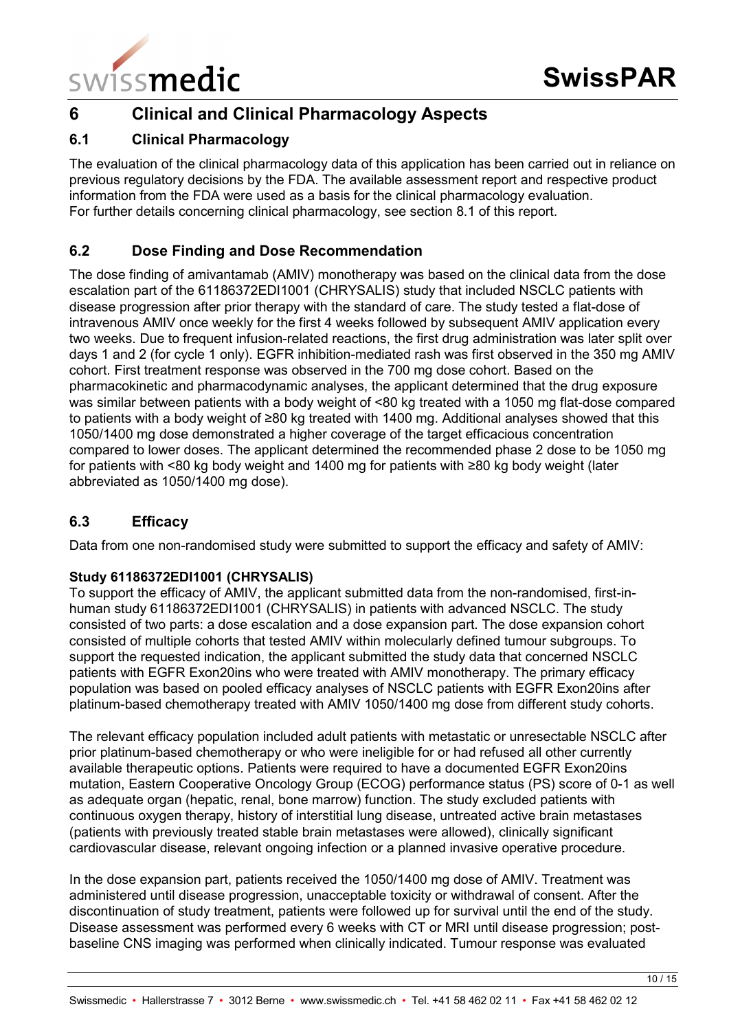## 6 Clinical and Clinical Pharmacology Aspects

### 6.1 Clinical Pharmacology

The evaluation of the clinical pharmacology data of this application has been carried out in reliance on previous regulatory decisions by the FDA. The available assessment report and respective product information from the FDA were used as a basis for the clinical pharmacology evaluation.
For further details concerning clinical pharmacology, see section 8.1 of this report.

### 6.2 Dose Finding and Dose Recommendation

The dose finding of amivantamab (AMIV) monotherapy was based on the clinical data from the dose escalation part of the 61186372EDI1001 (CHRYSALIS) study that included NSCLC patients with disease progression after prior therapy with the standard of care. The study tested a flat-dose of intravenous AMIV once weekly for the first 4 weeks followed by subsequent AMIV application every two weeks. Due to frequent infusion-related reactions, the first drug administration was later split over days 1 and 2 (for cycle 1 only). EGFR inhibition-mediated rash was first observed in the 350 mg AMIV cohort. First treatment response was observed in the 700 mg dose cohort. Based on the pharmacokinetic and pharmacodynamic analyses, the applicant determined that the drug exposure was similar between patients with a body weight of <80 kg treated with a 1050 mg flat-dose compared to patients with a body weight of ≥80 kg treated with 1400 mg. Additional analyses showed that this 1050/1400 mg dose demonstrated a higher coverage of the target efficacious concentration compared to lower doses. The applicant determined the recommended phase 2 dose to be 1050 mg for patients with <80 kg body weight and 1400 mg for patients with ≥80 kg body weight (later abbreviated as 1050/1400 mg dose).

### 6.3 Efficacy

Data from one non-randomised study were submitted to support the efficacy and safety of AMIV:

**Study 61186372EDI1001 (CHRYSALIS)**
To support the efficacy of AMIV, the applicant submitted data from the non-randomised, first-in-human study 61186372EDI1001 (CHRYSALIS) in patients with advanced NSCLC. The study consisted of two parts: a dose escalation and a dose expansion part. The dose expansion cohort consisted of multiple cohorts that tested AMIV within molecularly defined tumour subgroups. To support the requested indication, the applicant submitted the study data that concerned NSCLC patients with EGFR Exon20ins who were treated with AMIV monotherapy. The primary efficacy population was based on pooled efficacy analyses of NSCLC patients with EGFR Exon20ins after platinum-based chemotherapy treated with AMIV 1050/1400 mg dose from different study cohorts.

The relevant efficacy population included adult patients with metastatic or unresectable NSCLC after prior platinum-based chemotherapy or who were ineligible for or had refused all other currently available therapeutic options. Patients were required to have a documented EGFR Exon20ins mutation, Eastern Cooperative Oncology Group (ECOG) performance status (PS) score of 0-1 as well as adequate organ (hepatic, renal, bone marrow) function. The study excluded patients with continuous oxygen therapy, history of interstitial lung disease, untreated active brain metastases (patients with previously treated stable brain metastases were allowed), clinically significant cardiovascular disease, relevant ongoing infection or a planned invasive operative procedure.

In the dose expansion part, patients received the 1050/1400 mg dose of AMIV. Treatment was administered until disease progression, unacceptable toxicity or withdrawal of consent. After the discontinuation of study treatment, patients were followed up for survival until the end of the study. Disease assessment was performed every 6 weeks with CT or MRI until disease progression; post-baseline CNS imaging was performed when clinically indicated. Tumour response was evaluated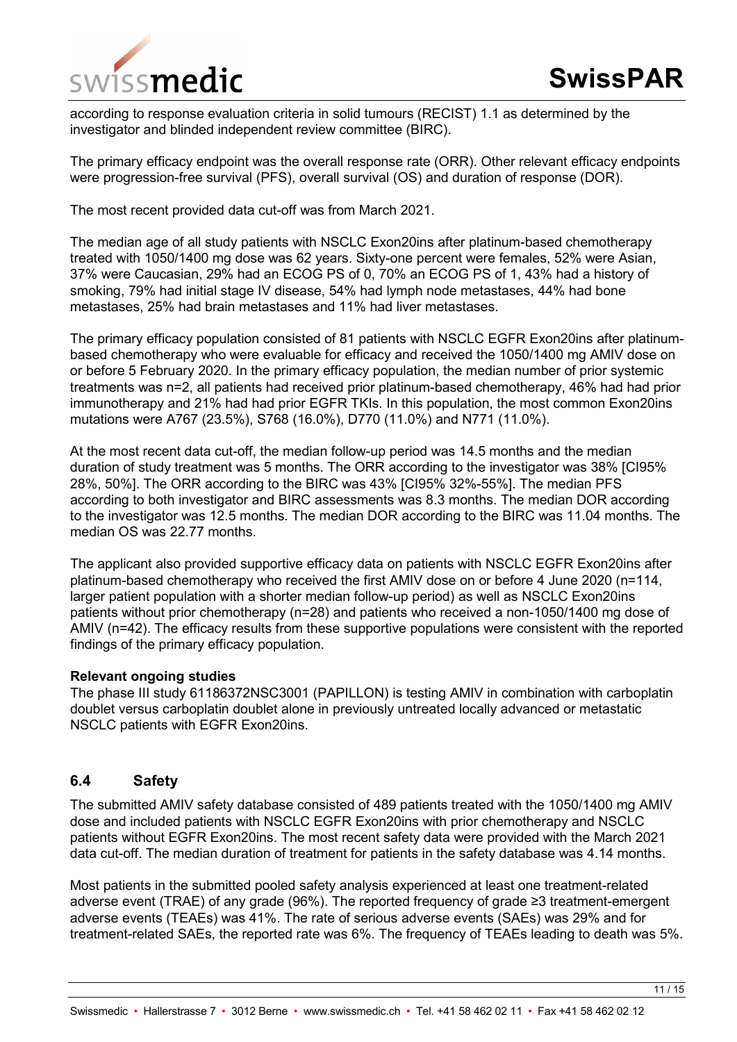according to response evaluation criteria in solid tumours (RECIST) 1.1 as determined by the investigator and blinded independent review committee (BIRC).

The primary efficacy endpoint was the overall response rate (ORR). Other relevant efficacy endpoints were progression-free survival (PFS), overall survival (OS) and duration of response (DOR).

The most recent provided data cut-off was from March 2021.

The median age of all study patients with NSCLC Exon20ins after platinum-based chemotherapy treated with 1050/1400 mg dose was 62 years. Sixty-one percent were females, 52% were Asian, 37% were Caucasian, 29% had an ECOG PS of 0, 70% an ECOG PS of 1, 43% had a history of smoking, 79% had initial stage IV disease, 54% had lymph node metastases, 44% had bone metastases, 25% had brain metastases and 11% had liver metastases.

The primary efficacy population consisted of 81 patients with NSCLC EGFR Exon20ins after platinum-based chemotherapy who were evaluable for efficacy and received the 1050/1400 mg AMIV dose on or before 5 February 2020. In the primary efficacy population, the median number of prior systemic treatments was n=2, all patients had received prior platinum-based chemotherapy, 46% had had prior immunotherapy and 21% had had prior EGFR TKIs. In this population, the most common Exon20ins mutations were A767 (23.5%), S768 (16.0%), D770 (11.0%) and N771 (11.0%).

At the most recent data cut-off, the median follow-up period was 14.5 months and the median duration of study treatment was 5 months. The ORR according to the investigator was 38% [CI95% 28%, 50%]. The ORR according to the BIRC was 43% [CI95% 32%-55%]. The median PFS according to both investigator and BIRC assessments was 8.3 months. The median DOR according to the investigator was 12.5 months. The median DOR according to the BIRC was 11.04 months. The median OS was 22.77 months.

The applicant also provided supportive efficacy data on patients with NSCLC EGFR Exon20ins after platinum-based chemotherapy who received the first AMIV dose on or before 4 June 2020 (n=114, larger patient population with a shorter median follow-up period) as well as NSCLC Exon20ins patients without prior chemotherapy (n=28) and patients who received a non-1050/1400 mg dose of AMIV (n=42). The efficacy results from these supportive populations were consistent with the reported findings of the primary efficacy population.

**Relevant ongoing studies**

The phase III study 61186372NSC3001 (PAPILLON) is testing AMIV in combination with carboplatin doublet versus carboplatin doublet alone in previously untreated locally advanced or metastatic NSCLC patients with EGFR Exon20ins.

## 6.4 Safety

The submitted AMIV safety database consisted of 489 patients treated with the 1050/1400 mg AMIV dose and included patients with NSCLC EGFR Exon20ins with prior chemotherapy and NSCLC patients without EGFR Exon20ins. The most recent safety data were provided with the March 2021 data cut-off. The median duration of treatment for patients in the safety database was 4.14 months.

Most patients in the submitted pooled safety analysis experienced at least one treatment-related adverse event (TRAE) of any grade (96%). The reported frequency of grade ≥3 treatment-emergent adverse events (TEAEs) was 41%. The rate of serious adverse events (SAEs) was 29% and for treatment-related SAEs, the reported rate was 6%. The frequency of TEAEs leading to death was 5%.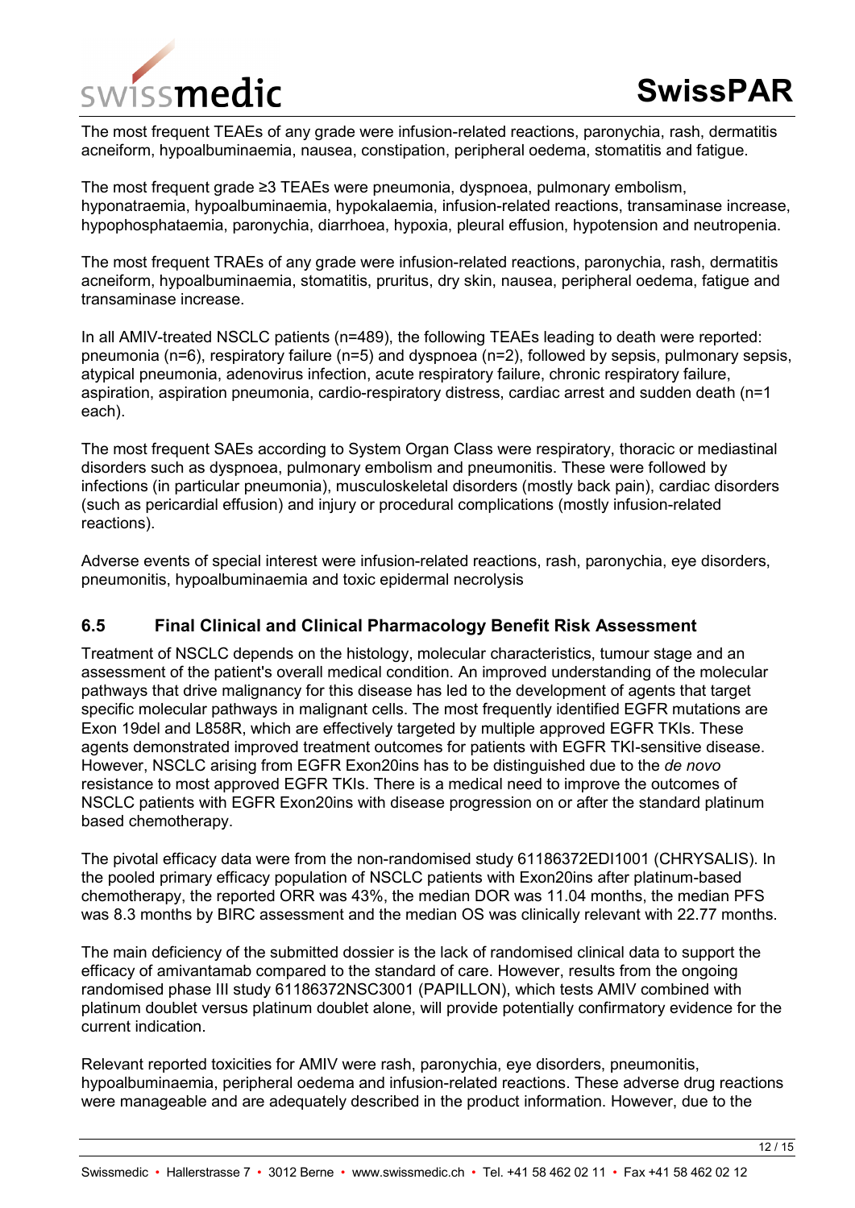The most frequent TEAEs of any grade were infusion-related reactions, paronychia, rash, dermatitis acneiform, hypoalbuminaemia, nausea, constipation, peripheral oedema, stomatitis and fatigue.

The most frequent grade ≥3 TEAEs were pneumonia, dyspnoea, pulmonary embolism, hyponatraemia, hypoalbuminaemia, hypokalaemia, infusion-related reactions, transaminase increase, hypophosphataemia, paronychia, diarrhoea, hypoxia, pleural effusion, hypotension and neutropenia.

The most frequent TRAEs of any grade were infusion-related reactions, paronychia, rash, dermatitis acneiform, hypoalbuminaemia, stomatitis, pruritus, dry skin, nausea, peripheral oedema, fatigue and transaminase increase.

In all AMIV-treated NSCLC patients (n=489), the following TEAEs leading to death were reported: pneumonia (n=6), respiratory failure (n=5) and dyspnoea (n=2), followed by sepsis, pulmonary sepsis, atypical pneumonia, adenovirus infection, acute respiratory failure, chronic respiratory failure, aspiration, aspiration pneumonia, cardio-respiratory distress, cardiac arrest and sudden death (n=1 each).

The most frequent SAEs according to System Organ Class were respiratory, thoracic or mediastinal disorders such as dyspnoea, pulmonary embolism and pneumonitis. These were followed by infections (in particular pneumonia), musculoskeletal disorders (mostly back pain), cardiac disorders (such as pericardial effusion) and injury or procedural complications (mostly infusion-related reactions).

Adverse events of special interest were infusion-related reactions, rash, paronychia, eye disorders, pneumonitis, hypoalbuminaemia and toxic epidermal necrolysis

## 6.5 Final Clinical and Clinical Pharmacology Benefit Risk Assessment

Treatment of NSCLC depends on the histology, molecular characteristics, tumour stage and an assessment of the patient's overall medical condition. An improved understanding of the molecular pathways that drive malignancy for this disease has led to the development of agents that target specific molecular pathways in malignant cells. The most frequently identified EGFR mutations are Exon 19del and L858R, which are effectively targeted by multiple approved EGFR TKIs. These agents demonstrated improved treatment outcomes for patients with EGFR TKI-sensitive disease. However, NSCLC arising from EGFR Exon20ins has to be distinguished due to the *de novo* resistance to most approved EGFR TKIs. There is a medical need to improve the outcomes of NSCLC patients with EGFR Exon20ins with disease progression on or after the standard platinum based chemotherapy.

The pivotal efficacy data were from the non-randomised study 61186372EDI1001 (CHRYSALIS). In the pooled primary efficacy population of NSCLC patients with Exon20ins after platinum-based chemotherapy, the reported ORR was 43%, the median DOR was 11.04 months, the median PFS was 8.3 months by BIRC assessment and the median OS was clinically relevant with 22.77 months.

The main deficiency of the submitted dossier is the lack of randomised clinical data to support the efficacy of amivantamab compared to the standard of care. However, results from the ongoing randomised phase III study 61186372NSC3001 (PAPILLON), which tests AMIV combined with platinum doublet versus platinum doublet alone, will provide potentially confirmatory evidence for the current indication.

Relevant reported toxicities for AMIV were rash, paronychia, eye disorders, pneumonitis, hypoalbuminaemia, peripheral oedema and infusion-related reactions. These adverse drug reactions were manageable and are adequately described in the product information. However, due to the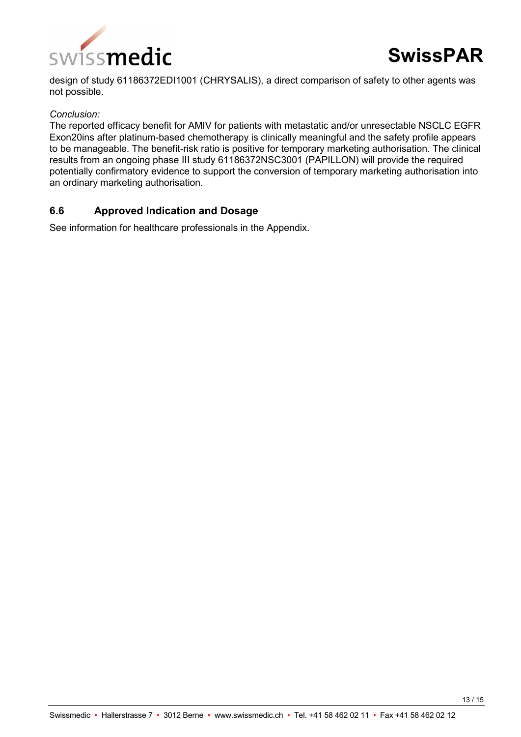design of study 61186372EDI1001 (CHRYSALIS), a direct comparison of safety to other agents was not possible.

*Conclusion:*
The reported efficacy benefit for AMIV for patients with metastatic and/or unresectable NSCLC EGFR Exon20ins after platinum-based chemotherapy is clinically meaningful and the safety profile appears to be manageable. The benefit-risk ratio is positive for temporary marketing authorisation. The clinical results from an ongoing phase III study 61186372NSC3001 (PAPILLON) will provide the required potentially confirmatory evidence to support the conversion of temporary marketing authorisation into an ordinary marketing authorisation.

## 6.6 Approved Indication and Dosage

See information for healthcare professionals in the Appendix.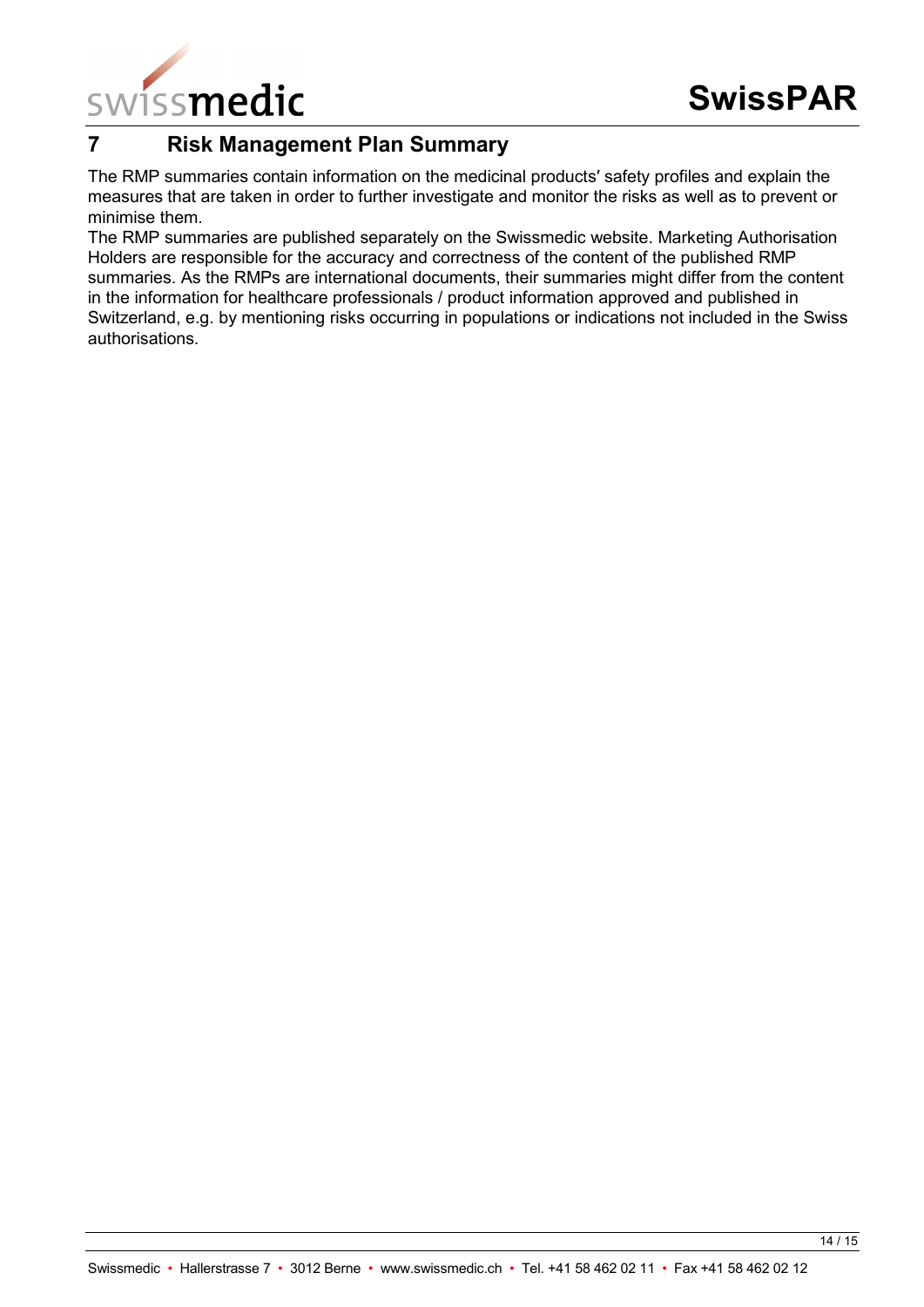## 7 Risk Management Plan Summary

The RMP summaries contain information on the medicinal products′ safety profiles and explain the measures that are taken in order to further investigate and monitor the risks as well as to prevent or minimise them.

The RMP summaries are published separately on the Swissmedic website. Marketing Authorisation Holders are responsible for the accuracy and correctness of the content of the published RMP summaries. As the RMPs are international documents, their summaries might differ from the content in the information for healthcare professionals / product information approved and published in Switzerland, e.g. by mentioning risks occurring in populations or indications not included in the Swiss authorisations.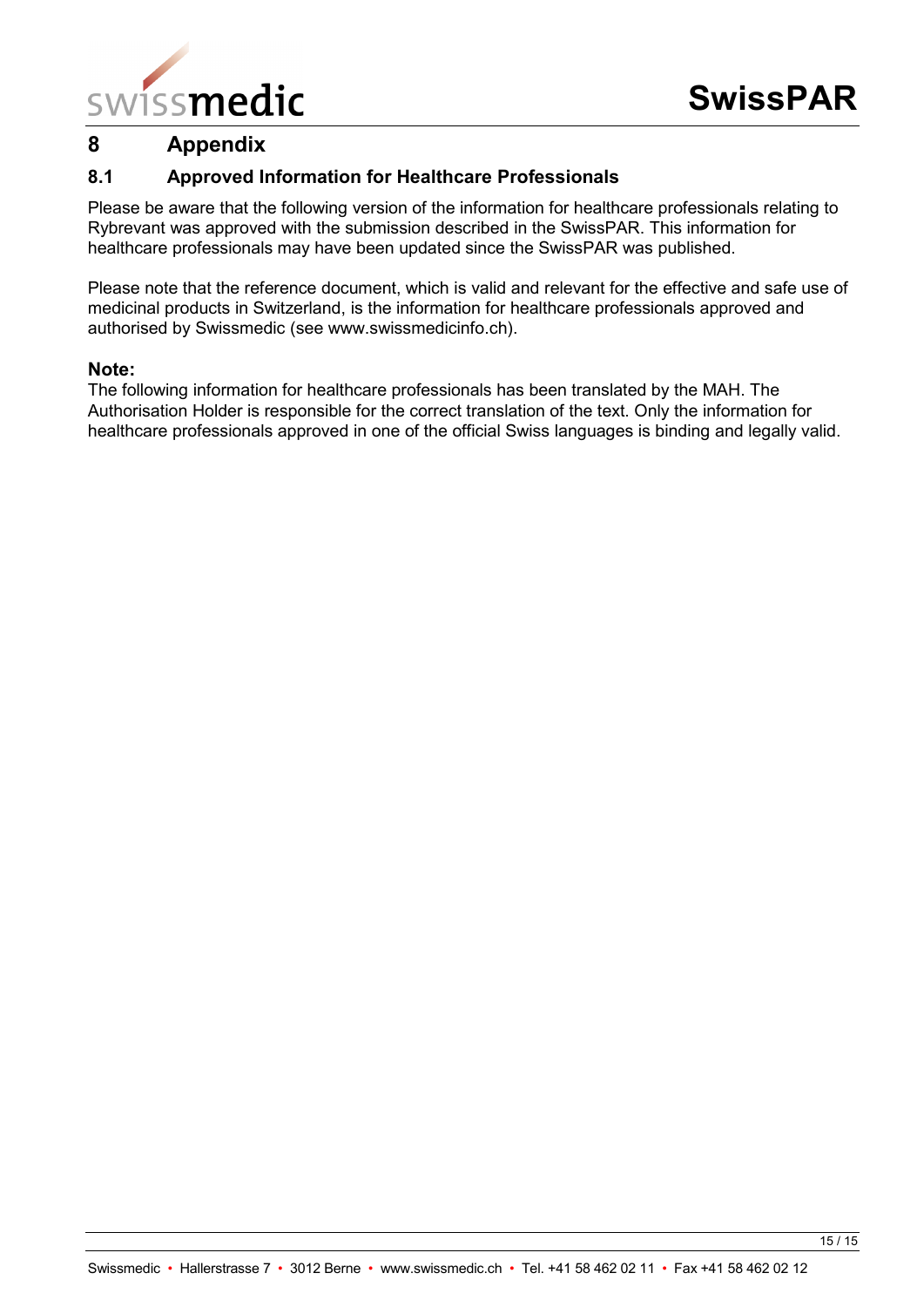# 8 Appendix

## 8.1 Approved Information for Healthcare Professionals

Please be aware that the following version of the information for healthcare professionals relating to Rybrevant was approved with the submission described in the SwissPAR. This information for healthcare professionals may have been updated since the SwissPAR was published.

Please note that the reference document, which is valid and relevant for the effective and safe use of medicinal products in Switzerland, is the information for healthcare professionals approved and authorised by Swissmedic (see www.swissmedicinfo.ch).

**Note:**
The following information for healthcare professionals has been translated by the MAH. The Authorisation Holder is responsible for the correct translation of the text. Only the information for healthcare professionals approved in one of the official Swiss languages is binding and legally valid.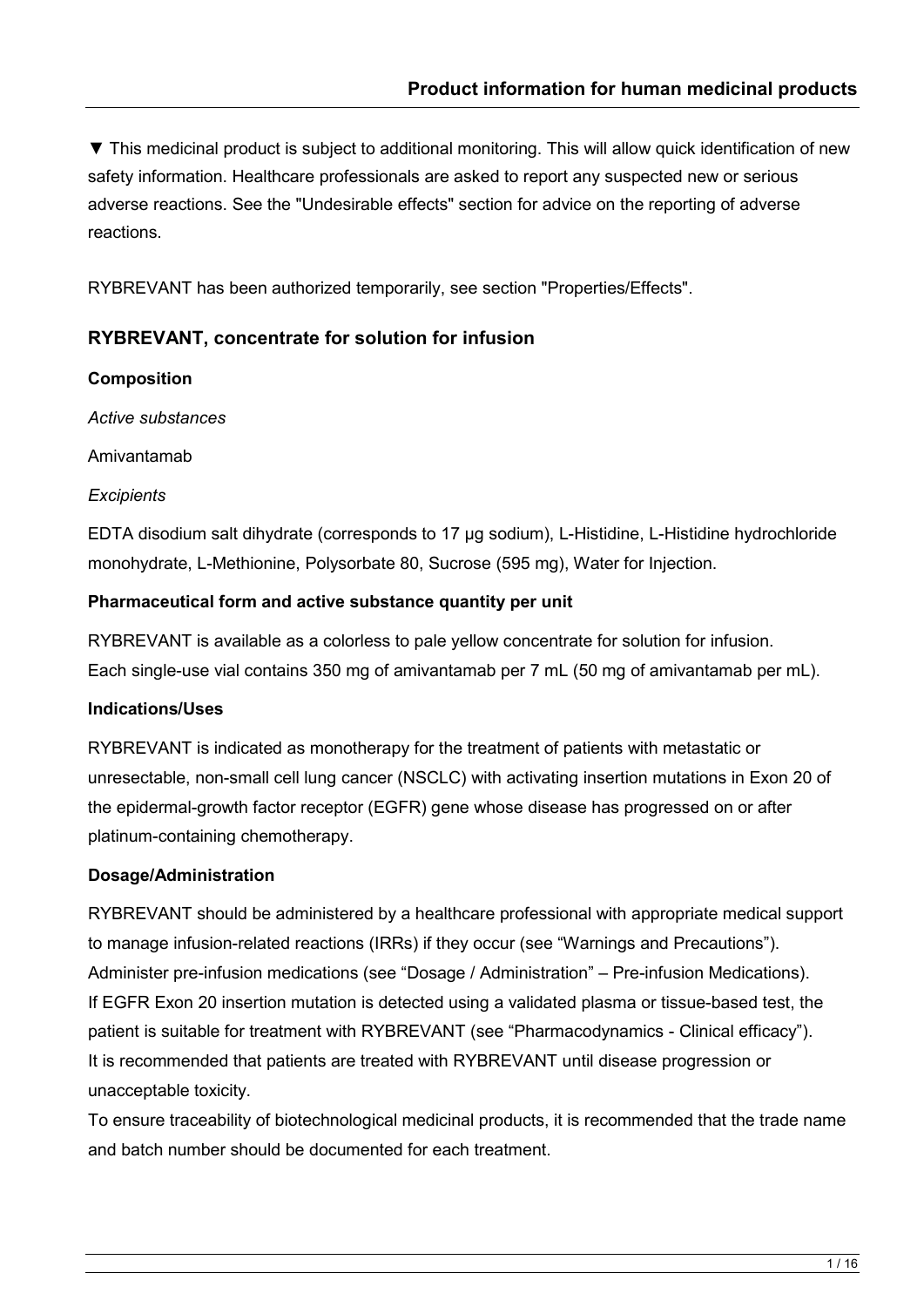▼ This medicinal product is subject to additional monitoring. This will allow quick identification of new safety information. Healthcare professionals are asked to report any suspected new or serious adverse reactions. See the "Undesirable effects" section for advice on the reporting of adverse reactions.

RYBREVANT has been authorized temporarily, see section "Properties/Effects".

## RYBREVANT, concentrate for solution for infusion

### Composition

*Active substances*

Amivantamab

*Excipients*

EDTA disodium salt dihydrate (corresponds to 17 µg sodium), L-Histidine, L-Histidine hydrochloride monohydrate, L-Methionine, Polysorbate 80, Sucrose (595 mg), Water for Injection.

### Pharmaceutical form and active substance quantity per unit

RYBREVANT is available as a colorless to pale yellow concentrate for solution for infusion.
Each single-use vial contains 350 mg of amivantamab per 7 mL (50 mg of amivantamab per mL).

### Indications/Uses

RYBREVANT is indicated as monotherapy for the treatment of patients with metastatic or unresectable, non-small cell lung cancer (NSCLC) with activating insertion mutations in Exon 20 of the epidermal-growth factor receptor (EGFR) gene whose disease has progressed on or after platinum-containing chemotherapy.

### Dosage/Administration

RYBREVANT should be administered by a healthcare professional with appropriate medical support to manage infusion-related reactions (IRRs) if they occur (see "Warnings and Precautions").
Administer pre-infusion medications (see "Dosage / Administration" – Pre-infusion Medications).
If EGFR Exon 20 insertion mutation is detected using a validated plasma or tissue-based test, the patient is suitable for treatment with RYBREVANT (see "Pharmacodynamics - Clinical efficacy").
It is recommended that patients are treated with RYBREVANT until disease progression or unacceptable toxicity.
To ensure traceability of biotechnological medicinal products, it is recommended that the trade name and batch number should be documented for each treatment.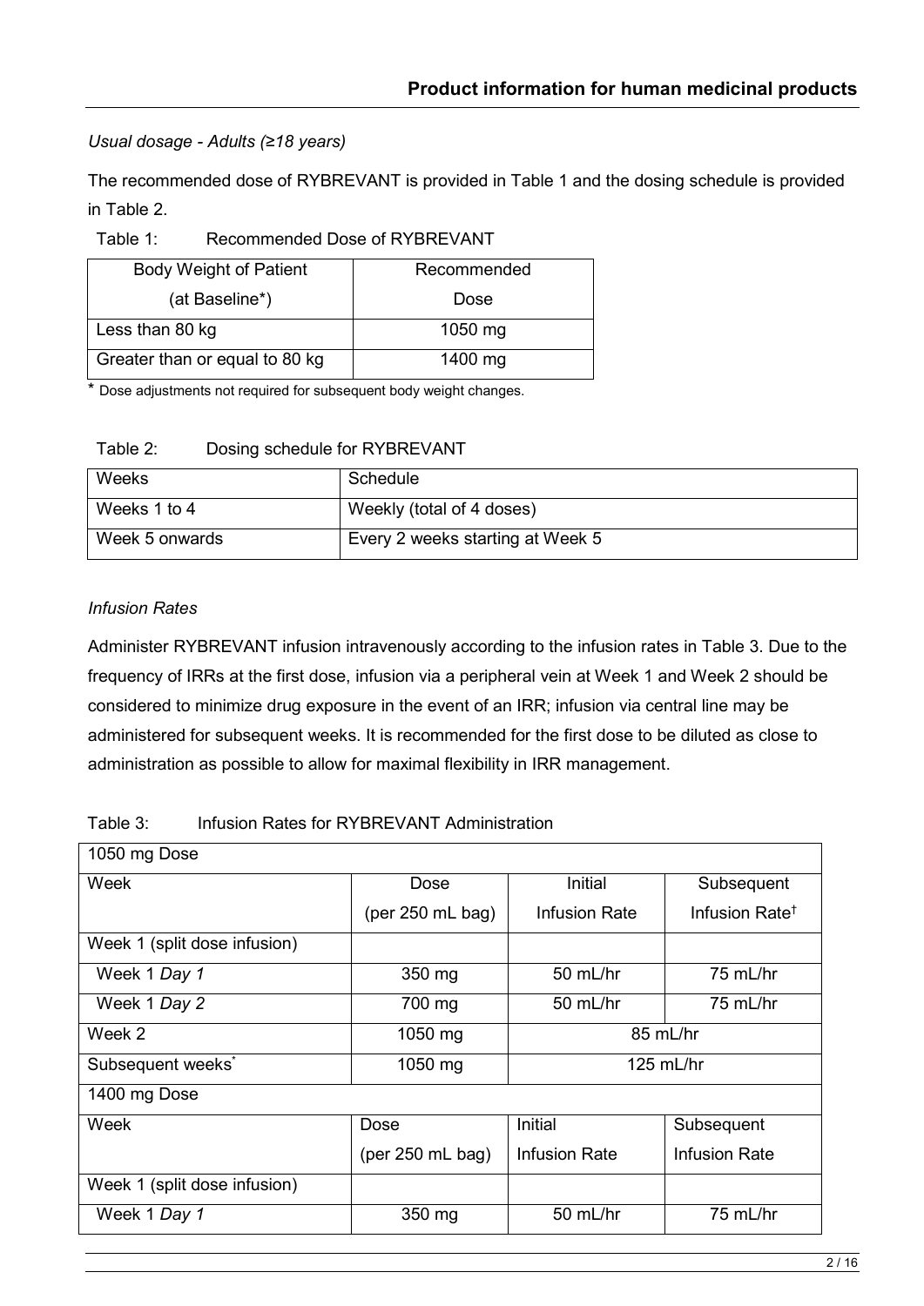*Usual dosage - Adults (≥18 years)*

The recommended dose of RYBREVANT is provided in Table 1 and the dosing schedule is provided in Table 2.

Table 1: Recommended Dose of RYBREVANT

| Body Weight of Patient (at Baseline*) | Recommended Dose |
|---|---|
| Less than 80 kg | 1050 mg |
| Greater than or equal to 80 kg | 1400 mg |

\* Dose adjustments not required for subsequent body weight changes.

Table 2: Dosing schedule for RYBREVANT

| Weeks | Schedule |
|---|---|
| Weeks 1 to 4 | Weekly (total of 4 doses) |
| Week 5 onwards | Every 2 weeks starting at Week 5 |

*Infusion Rates*

Administer RYBREVANT infusion intravenously according to the infusion rates in Table 3. Due to the frequency of IRRs at the first dose, infusion via a peripheral vein at Week 1 and Week 2 should be considered to minimize drug exposure in the event of an IRR; infusion via central line may be administered for subsequent weeks. It is recommended for the first dose to be diluted as close to administration as possible to allow for maximal flexibility in IRR management.

Table 3: Infusion Rates for RYBREVANT Administration

| 1050 mg Dose | | | |
|---|---|---|---|
| Week | Dose (per 250 mL bag) | Initial Infusion Rate | Subsequent Infusion Rate† |
| Week 1 (split dose infusion) | | | |
| Week 1 *Day 1* | 350 mg | 50 mL/hr | 75 mL/hr |
| Week 1 *Day 2* | 700 mg | 50 mL/hr | 75 mL/hr |
| Week 2 | 1050 mg | 85 mL/hr | |
| Subsequent weeks* | 1050 mg | 125 mL/hr | |
| **1400 mg Dose** | | | |
| Week | Dose (per 250 mL bag) | Initial Infusion Rate | Subsequent Infusion Rate |
| Week 1 (split dose infusion) | | | |
| Week 1 *Day 1* | 350 mg | 50 mL/hr | 75 mL/hr |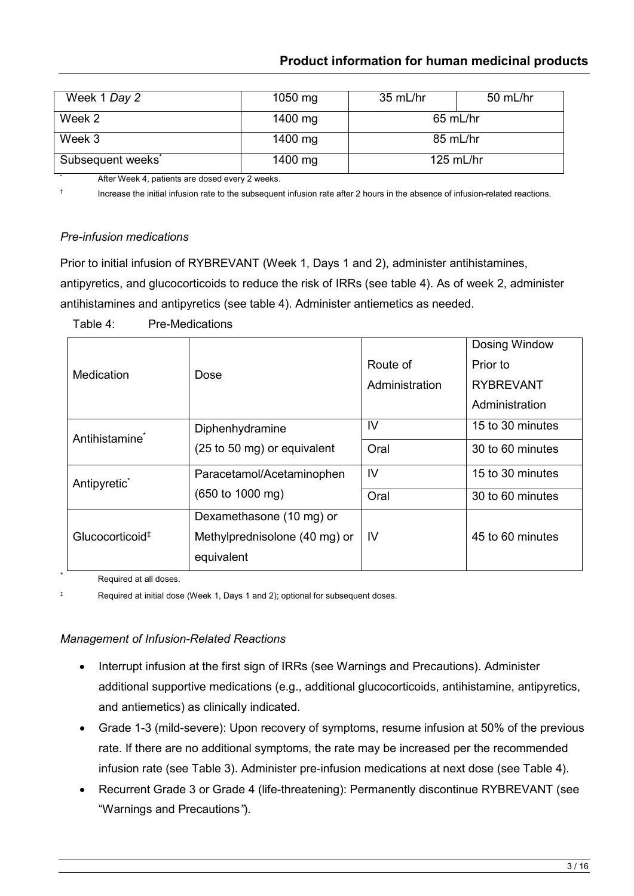| Week 1 *Day 2* | 1050 mg | 35 mL/hr | 50 mL/hr |
|---|---|---|---|
| Week 2 | 1400 mg | 65 mL/hr | |
| Week 3 | 1400 mg | 85 mL/hr | |
| Subsequent weeks* | 1400 mg | 125 mL/hr | |

\* After Week 4, patients are dosed every 2 weeks.

† Increase the initial infusion rate to the subsequent infusion rate after 2 hours in the absence of infusion-related reactions.

*Pre-infusion medications*

Prior to initial infusion of RYBREVANT (Week 1, Days 1 and 2), administer antihistamines, antipyretics, and glucocorticoids to reduce the risk of IRRs (see table 4). As of week 2, administer antihistamines and antipyretics (see table 4). Administer antiemetics as needed.

Table 4: Pre-Medications

| Medication | Dose | Route of Administration | Dosing Window Prior to RYBREVANT Administration |
|---|---|---|---|
| Antihistamine* | Diphenhydramine (25 to 50 mg) or equivalent | IV | 15 to 30 minutes |
| | | Oral | 30 to 60 minutes |
| Antipyretic* | Paracetamol/Acetaminophen (650 to 1000 mg) | IV | 15 to 30 minutes |
| | | Oral | 30 to 60 minutes |
| Glucocorticoid‡ | Dexamethasone (10 mg) or Methylprednisolone (40 mg) or equivalent | IV | 45 to 60 minutes |

\* Required at all doses.

‡ Required at initial dose (Week 1, Days 1 and 2); optional for subsequent doses.

*Management of Infusion-Related Reactions*

- Interrupt infusion at the first sign of IRRs (see Warnings and Precautions). Administer additional supportive medications (e.g., additional glucocorticoids, antihistamine, antipyretics, and antiemetics) as clinically indicated.
- Grade 1-3 (mild-severe): Upon recovery of symptoms, resume infusion at 50% of the previous rate. If there are no additional symptoms, the rate may be increased per the recommended infusion rate (see Table 3). Administer pre-infusion medications at next dose (see Table 4).
- Recurrent Grade 3 or Grade 4 (life-threatening): Permanently discontinue RYBREVANT (see "Warnings and Precautions").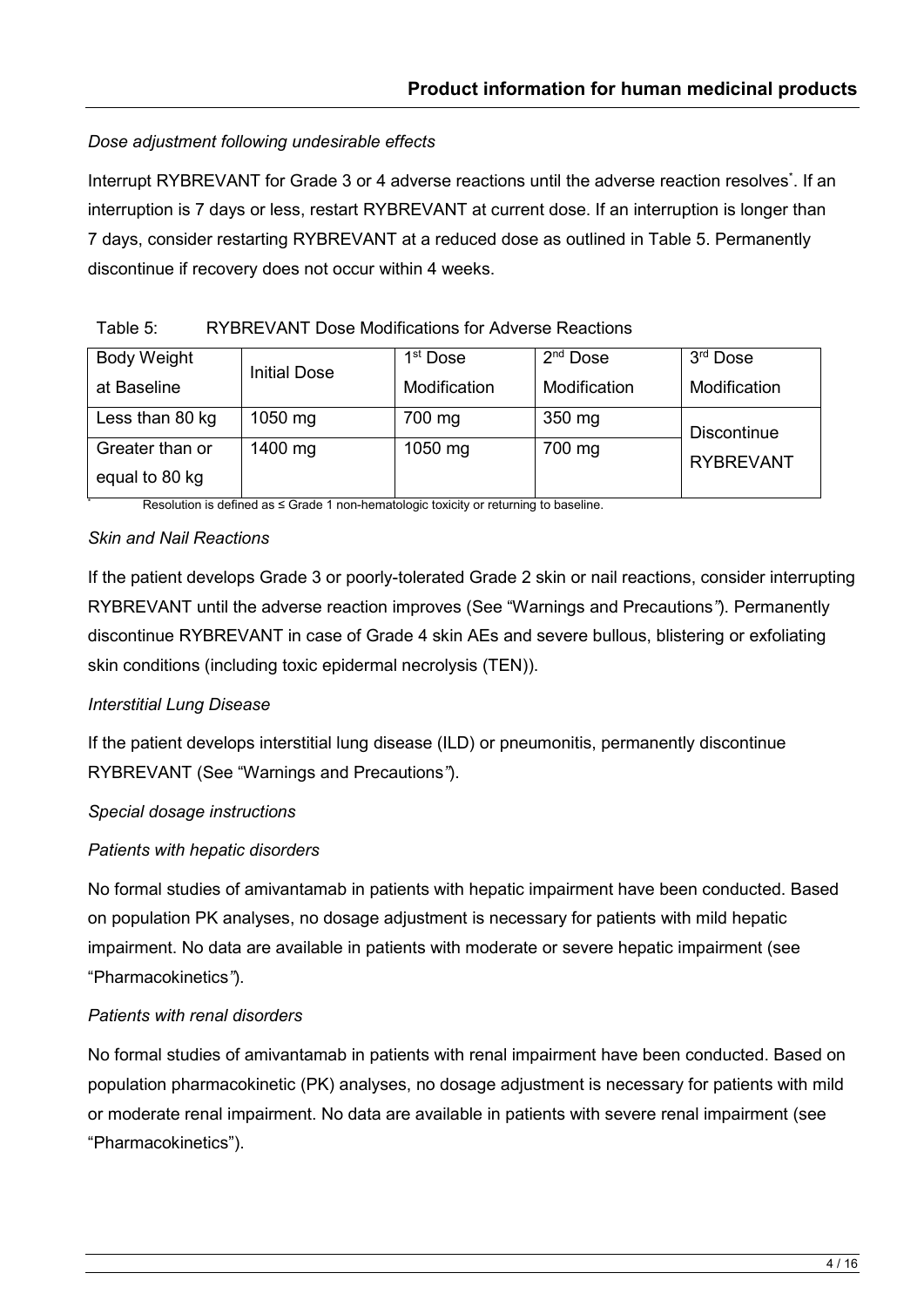*Dose adjustment following undesirable effects*

Interrupt RYBREVANT for Grade 3 or 4 adverse reactions until the adverse reaction resolves*. If an interruption is 7 days or less, restart RYBREVANT at current dose. If an interruption is longer than 7 days, consider restarting RYBREVANT at a reduced dose as outlined in Table 5. Permanently discontinue if recovery does not occur within 4 weeks.

Table 5: RYBREVANT Dose Modifications for Adverse Reactions

| Body Weight at Baseline | Initial Dose | 1st Dose Modification | 2nd Dose Modification | 3rd Dose Modification |
|---|---|---|---|---|
| Less than 80 kg | 1050 mg | 700 mg | 350 mg | Discontinue RYBREVANT |
| Greater than or equal to 80 kg | 1400 mg | 1050 mg | 700 mg | |

\* Resolution is defined as ≤ Grade 1 non-hematologic toxicity or returning to baseline.

*Skin and Nail Reactions*

If the patient develops Grade 3 or poorly-tolerated Grade 2 skin or nail reactions, consider interrupting RYBREVANT until the adverse reaction improves (See "Warnings and Precautions"). Permanently discontinue RYBREVANT in case of Grade 4 skin AEs and severe bullous, blistering or exfoliating skin conditions (including toxic epidermal necrolysis (TEN)).

*Interstitial Lung Disease*

If the patient develops interstitial lung disease (ILD) or pneumonitis, permanently discontinue RYBREVANT (See "Warnings and Precautions").

*Special dosage instructions*

*Patients with hepatic disorders*

No formal studies of amivantamab in patients with hepatic impairment have been conducted. Based on population PK analyses, no dosage adjustment is necessary for patients with mild hepatic impairment. No data are available in patients with moderate or severe hepatic impairment (see "Pharmacokinetics").

*Patients with renal disorders*

No formal studies of amivantamab in patients with renal impairment have been conducted. Based on population pharmacokinetic (PK) analyses, no dosage adjustment is necessary for patients with mild or moderate renal impairment. No data are available in patients with severe renal impairment (see "Pharmacokinetics").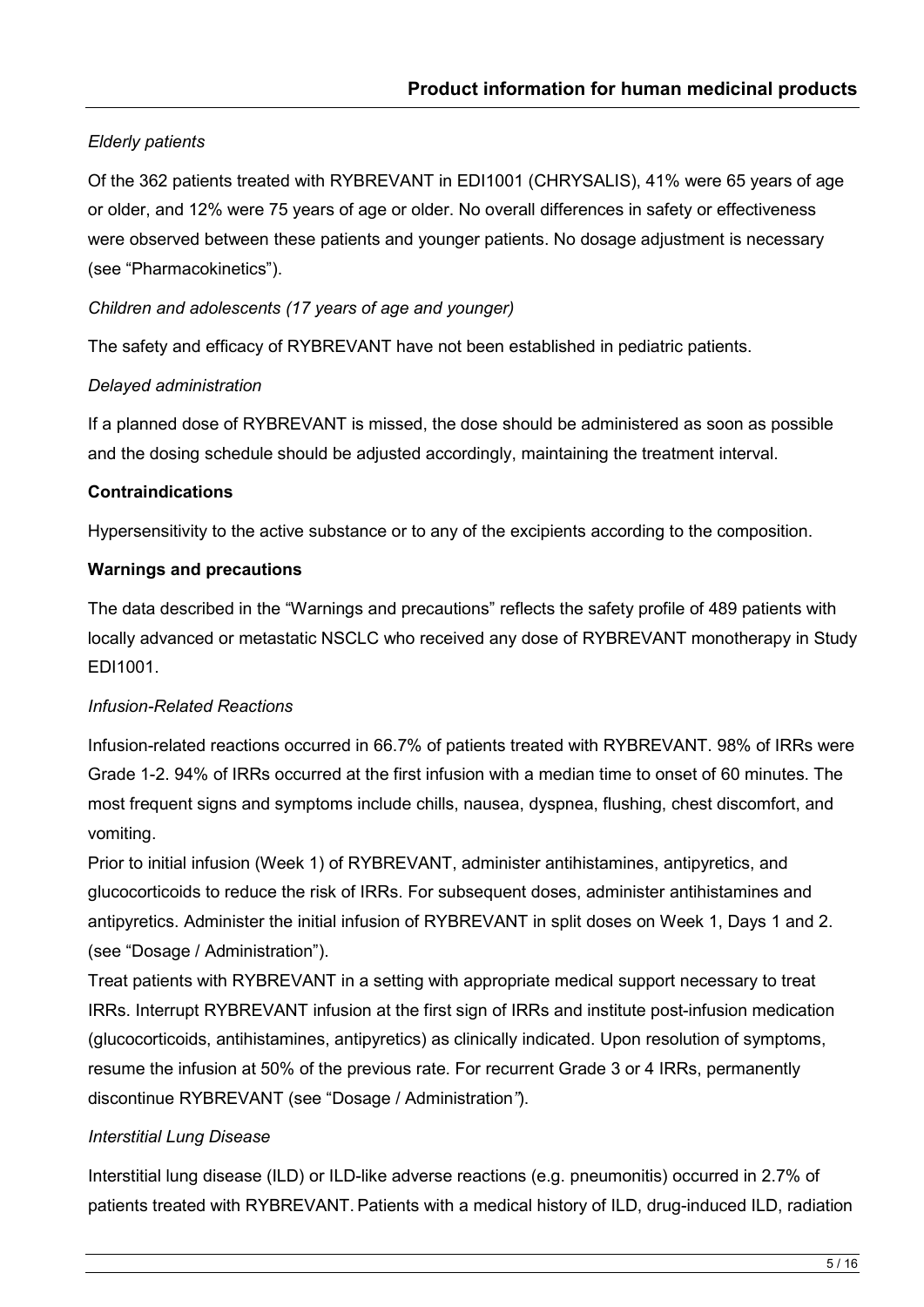*Elderly patients*

Of the 362 patients treated with RYBREVANT in EDI1001 (CHRYSALIS), 41% were 65 years of age or older, and 12% were 75 years of age or older. No overall differences in safety or effectiveness were observed between these patients and younger patients. No dosage adjustment is necessary (see "Pharmacokinetics").

*Children and adolescents (17 years of age and younger)*

The safety and efficacy of RYBREVANT have not been established in pediatric patients.

*Delayed administration*

If a planned dose of RYBREVANT is missed, the dose should be administered as soon as possible and the dosing schedule should be adjusted accordingly, maintaining the treatment interval.

**Contraindications**

Hypersensitivity to the active substance or to any of the excipients according to the composition.

**Warnings and precautions**

The data described in the "Warnings and precautions" reflects the safety profile of 489 patients with locally advanced or metastatic NSCLC who received any dose of RYBREVANT monotherapy in Study EDI1001.

*Infusion-Related Reactions*

Infusion-related reactions occurred in 66.7% of patients treated with RYBREVANT. 98% of IRRs were Grade 1-2. 94% of IRRs occurred at the first infusion with a median time to onset of 60 minutes. The most frequent signs and symptoms include chills, nausea, dyspnea, flushing, chest discomfort, and vomiting.

Prior to initial infusion (Week 1) of RYBREVANT, administer antihistamines, antipyretics, and glucocorticoids to reduce the risk of IRRs. For subsequent doses, administer antihistamines and antipyretics. Administer the initial infusion of RYBREVANT in split doses on Week 1, Days 1 and 2. (see "Dosage / Administration").

Treat patients with RYBREVANT in a setting with appropriate medical support necessary to treat IRRs. Interrupt RYBREVANT infusion at the first sign of IRRs and institute post-infusion medication (glucocorticoids, antihistamines, antipyretics) as clinically indicated. Upon resolution of symptoms, resume the infusion at 50% of the previous rate. For recurrent Grade 3 or 4 IRRs, permanently discontinue RYBREVANT (see "Dosage / Administration").

*Interstitial Lung Disease*

Interstitial lung disease (ILD) or ILD-like adverse reactions (e.g. pneumonitis) occurred in 2.7% of patients treated with RYBREVANT. Patients with a medical history of ILD, drug-induced ILD, radiation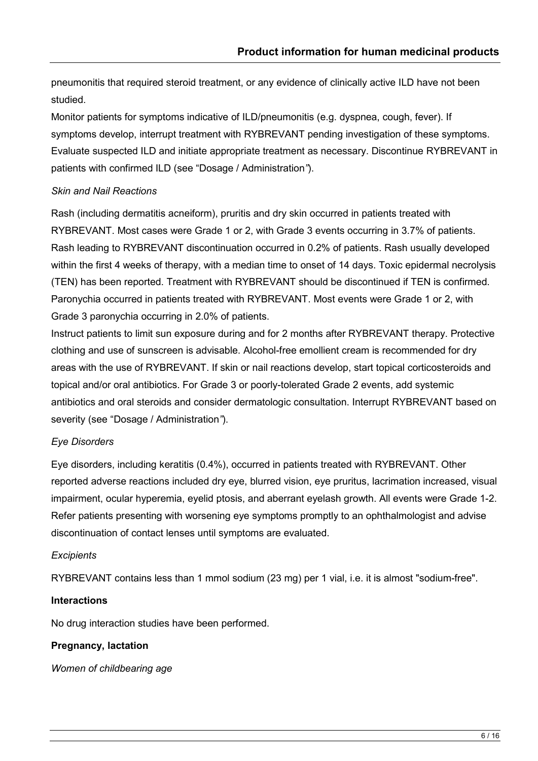pneumonitis that required steroid treatment, or any evidence of clinically active ILD have not been studied.

Monitor patients for symptoms indicative of ILD/pneumonitis (e.g. dyspnea, cough, fever). If symptoms develop, interrupt treatment with RYBREVANT pending investigation of these symptoms. Evaluate suspected ILD and initiate appropriate treatment as necessary. Discontinue RYBREVANT in patients with confirmed ILD (see "Dosage / Administration").

*Skin and Nail Reactions*

Rash (including dermatitis acneiform), pruritis and dry skin occurred in patients treated with RYBREVANT. Most cases were Grade 1 or 2, with Grade 3 events occurring in 3.7% of patients. Rash leading to RYBREVANT discontinuation occurred in 0.2% of patients. Rash usually developed within the first 4 weeks of therapy, with a median time to onset of 14 days. Toxic epidermal necrolysis (TEN) has been reported. Treatment with RYBREVANT should be discontinued if TEN is confirmed. Paronychia occurred in patients treated with RYBREVANT. Most events were Grade 1 or 2, with Grade 3 paronychia occurring in 2.0% of patients.

Instruct patients to limit sun exposure during and for 2 months after RYBREVANT therapy. Protective clothing and use of sunscreen is advisable. Alcohol-free emollient cream is recommended for dry areas with the use of RYBREVANT. If skin or nail reactions develop, start topical corticosteroids and topical and/or oral antibiotics. For Grade 3 or poorly-tolerated Grade 2 events, add systemic antibiotics and oral steroids and consider dermatologic consultation. Interrupt RYBREVANT based on severity (see "Dosage / Administration").

*Eye Disorders*

Eye disorders, including keratitis (0.4%), occurred in patients treated with RYBREVANT. Other reported adverse reactions included dry eye, blurred vision, eye pruritus, lacrimation increased, visual impairment, ocular hyperemia, eyelid ptosis, and aberrant eyelash growth. All events were Grade 1-2. Refer patients presenting with worsening eye symptoms promptly to an ophthalmologist and advise discontinuation of contact lenses until symptoms are evaluated.

*Excipients*

RYBREVANT contains less than 1 mmol sodium (23 mg) per 1 vial, i.e. it is almost "sodium-free".

**Interactions**

No drug interaction studies have been performed.

**Pregnancy, lactation**

*Women of childbearing age*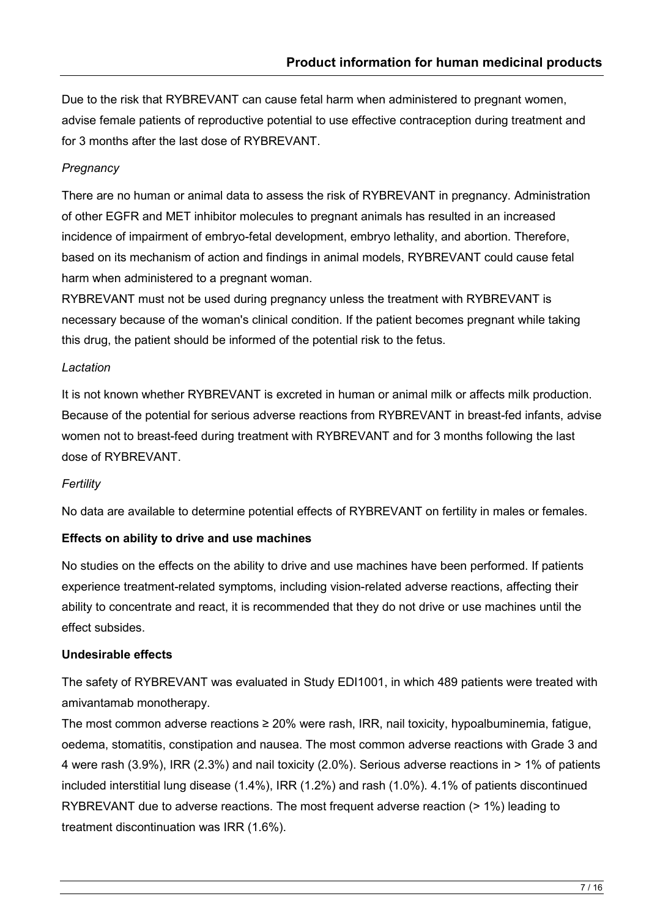Due to the risk that RYBREVANT can cause fetal harm when administered to pregnant women, advise female patients of reproductive potential to use effective contraception during treatment and for 3 months after the last dose of RYBREVANT.

*Pregnancy*

There are no human or animal data to assess the risk of RYBREVANT in pregnancy. Administration of other EGFR and MET inhibitor molecules to pregnant animals has resulted in an increased incidence of impairment of embryo-fetal development, embryo lethality, and abortion. Therefore, based on its mechanism of action and findings in animal models, RYBREVANT could cause fetal harm when administered to a pregnant woman.

RYBREVANT must not be used during pregnancy unless the treatment with RYBREVANT is necessary because of the woman's clinical condition. If the patient becomes pregnant while taking this drug, the patient should be informed of the potential risk to the fetus.

*Lactation*

It is not known whether RYBREVANT is excreted in human or animal milk or affects milk production. Because of the potential for serious adverse reactions from RYBREVANT in breast-fed infants, advise women not to breast-feed during treatment with RYBREVANT and for 3 months following the last dose of RYBREVANT.

*Fertility*

No data are available to determine potential effects of RYBREVANT on fertility in males or females.

**Effects on ability to drive and use machines**

No studies on the effects on the ability to drive and use machines have been performed. If patients experience treatment-related symptoms, including vision-related adverse reactions, affecting their ability to concentrate and react, it is recommended that they do not drive or use machines until the effect subsides.

**Undesirable effects**

The safety of RYBREVANT was evaluated in Study EDI1001, in which 489 patients were treated with amivantamab monotherapy.

The most common adverse reactions ≥ 20% were rash, IRR, nail toxicity, hypoalbuminemia, fatigue, oedema, stomatitis, constipation and nausea. The most common adverse reactions with Grade 3 and 4 were rash (3.9%), IRR (2.3%) and nail toxicity (2.0%). Serious adverse reactions in > 1% of patients included interstitial lung disease (1.4%), IRR (1.2%) and rash (1.0%). 4.1% of patients discontinued RYBREVANT due to adverse reactions. The most frequent adverse reaction (> 1%) leading to treatment discontinuation was IRR (1.6%).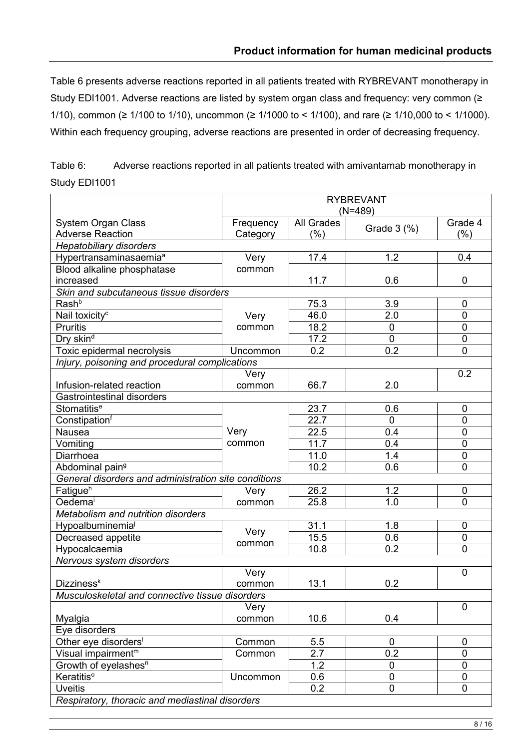Table 6 presents adverse reactions reported in all patients treated with RYBREVANT monotherapy in Study EDI1001. Adverse reactions are listed by system organ class and frequency: very common (≥ 1/10), common (≥ 1/100 to 1/10), uncommon (≥ 1/1000 to < 1/100), and rare (≥ 1/10,000 to < 1/1000). Within each frequency grouping, adverse reactions are presented in order of decreasing frequency.

Table 6: Adverse reactions reported in all patients treated with amivantamab monotherapy in Study EDI1001

| | RYBREVANT (N=489) | | | |
|---|---|---|---|---|
| System Organ Class<br>Adverse Reaction | Frequency Category | All Grades (%) | Grade 3 (%) | Grade 4 (%) |
| *Hepatobiliary disorders* | | | | |
| Hypertransaminasaemia[a] | Very common | 17.4 | 1.2 | 0.4 |
| Blood alkaline phosphatase increased | | 11.7 | 0.6 | 0 |
| *Skin and subcutaneous tissue disorders* | | | | |
| Rash[b] | Very common | 75.3 | 3.9 | 0 |
| Nail toxicity[c] | | 46.0 | 2.0 | 0 |
| Pruritis | | 18.2 | 0 | 0 |
| Dry skin[d] | | 17.2 | 0 | 0 |
| Toxic epidermal necrolysis | Uncommon | 0.2 | 0.2 | 0 |
| *Injury, poisoning and procedural complications* | | | | |
| Infusion-related reaction | Very common | 66.7 | 2.0 | 0.2 |
| Gastrointestinal disorders | | | | |
| Stomatitis[e] | Very common | 23.7 | 0.6 | 0 |
| Constipation[f] | | 22.7 | 0 | 0 |
| Nausea | | 22.5 | 0.4 | 0 |
| Vomiting | | 11.7 | 0.4 | 0 |
| Diarrhoea | | 11.0 | 1.4 | 0 |
| Abdominal pain[g] | | 10.2 | 0.6 | 0 |
| *General disorders and administration site conditions* | | | | |
| Fatigue[h] | Very common | 26.2 | 1.2 | 0 |
| Oedema[i] | | 25.8 | 1.0 | 0 |
| *Metabolism and nutrition disorders* | | | | |
| Hypoalbuminemia[j] | Very common | 31.1 | 1.8 | 0 |
| Decreased appetite | | 15.5 | 0.6 | 0 |
| Hypocalcaemia | | 10.8 | 0.2 | 0 |
| *Nervous system disorders* | | | | |
| Dizziness[k] | Very common | 13.1 | 0.2 | 0 |
| *Musculoskeletal and connective tissue disorders* | | | | |
| Myalgia | Very common | 10.6 | 0.4 | 0 |
| Eye disorders | | | | |
| Other eye disorders[l] | Common | 5.5 | 0 | 0 |
| Visual impairment[m] | Common | 2.7 | 0.2 | 0 |
| Growth of eyelashes[n] | | 1.2 | 0 | 0 |
| Keratitis[o] | Uncommon | 0.6 | 0 | 0 |
| Uveitis | | 0.2 | 0 | 0 |
| *Respiratory, thoracic and mediastinal disorders* | | | | |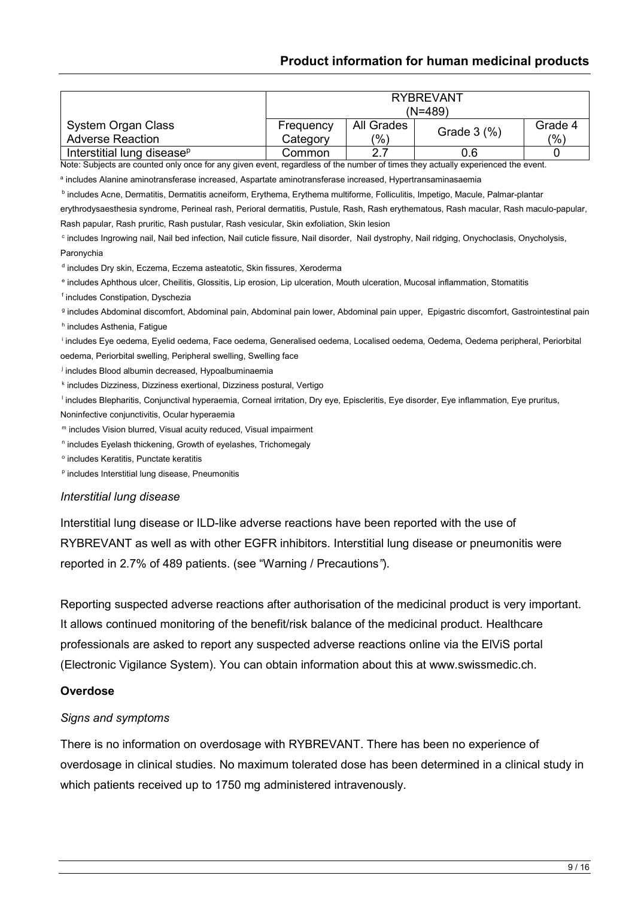| System Organ Class Adverse Reaction | RYBREVANT (N=489) | | | |
|---|---|---|---|---|
| | Frequency Category | All Grades (%) | Grade 3 (%) | Grade 4 (%) |
| Interstitial lung disease[p] | Common | 2.7 | 0.6 | 0 |

Note: Subjects are counted only once for any given event, regardless of the number of times they actually experienced the event.

[a] includes Alanine aminotransferase increased, Aspartate aminotransferase increased, Hypertransaminasaemia

[b] includes Acne, Dermatitis, Dermatitis acneiform, Erythema, Erythema multiforme, Folliculitis, Impetigo, Macule, Palmar-plantar erythrodysaesthesia syndrome, Perineal rash, Perioral dermatitis, Pustule, Rash, Rash erythematous, Rash macular, Rash maculo-papular, Rash papular, Rash pruritic, Rash pustular, Rash vesicular, Skin exfoliation, Skin lesion

[c] includes Ingrowing nail, Nail bed infection, Nail cuticle fissure, Nail disorder, Nail dystrophy, Nail ridging, Onychoclasis, Onycholysis, Paronychia

[d] includes Dry skin, Eczema, Eczema asteatotic, Skin fissures, Xeroderma

[e] includes Aphthous ulcer, Cheilitis, Glossitis, Lip erosion, Lip ulceration, Mouth ulceration, Mucosal inflammation, Stomatitis

[f] includes Constipation, Dyschezia

[g] includes Abdominal discomfort, Abdominal pain, Abdominal pain lower, Abdominal pain upper, Epigastric discomfort, Gastrointestinal pain

[h] includes Asthenia, Fatigue

[i] includes Eye oedema, Eyelid oedema, Face oedema, Generalised oedema, Localised oedema, Oedema, Oedema peripheral, Periorbital oedema, Periorbital swelling, Peripheral swelling, Swelling face

[j] includes Blood albumin decreased, Hypoalbuminaemia

[k] includes Dizziness, Dizziness exertional, Dizziness postural, Vertigo

[l] includes Blepharitis, Conjunctival hyperaemia, Corneal irritation, Dry eye, Episcleritis, Eye disorder, Eye inflammation, Eye pruritus, Noninfective conjunctivitis, Ocular hyperaemia

[m] includes Vision blurred, Visual acuity reduced, Visual impairment

[n] includes Eyelash thickening, Growth of eyelashes, Trichomegaly

[o] includes Keratitis, Punctate keratitis

[p] includes Interstitial lung disease, Pneumonitis

*Interstitial lung disease*

Interstitial lung disease or ILD-like adverse reactions have been reported with the use of RYBREVANT as well as with other EGFR inhibitors. Interstitial lung disease or pneumonitis were reported in 2.7% of 489 patients. (see "Warning / Precautions").

Reporting suspected adverse reactions after authorisation of the medicinal product is very important. It allows continued monitoring of the benefit/risk balance of the medicinal product. Healthcare professionals are asked to report any suspected adverse reactions online via the ElViS portal (Electronic Vigilance System). You can obtain information about this at www.swissmedic.ch.

**Overdose**

*Signs and symptoms*

There is no information on overdosage with RYBREVANT. There has been no experience of overdosage in clinical studies. No maximum tolerated dose has been determined in a clinical study in which patients received up to 1750 mg administered intravenously.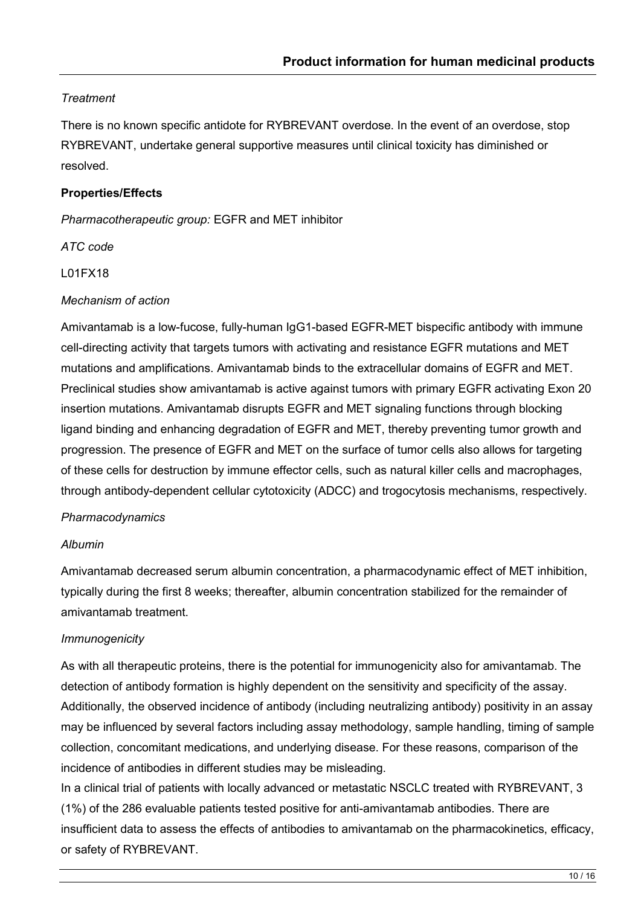*Treatment*

There is no known specific antidote for RYBREVANT overdose. In the event of an overdose, stop RYBREVANT, undertake general supportive measures until clinical toxicity has diminished or resolved.

**Properties/Effects**

*Pharmacotherapeutic group:* EGFR and MET inhibitor

*ATC code*

L01FX18

*Mechanism of action*

Amivantamab is a low-fucose, fully-human IgG1-based EGFR-MET bispecific antibody with immune cell-directing activity that targets tumors with activating and resistance EGFR mutations and MET mutations and amplifications. Amivantamab binds to the extracellular domains of EGFR and MET. Preclinical studies show amivantamab is active against tumors with primary EGFR activating Exon 20 insertion mutations. Amivantamab disrupts EGFR and MET signaling functions through blocking ligand binding and enhancing degradation of EGFR and MET, thereby preventing tumor growth and progression. The presence of EGFR and MET on the surface of tumor cells also allows for targeting of these cells for destruction by immune effector cells, such as natural killer cells and macrophages, through antibody-dependent cellular cytotoxicity (ADCC) and trogocytosis mechanisms, respectively.

*Pharmacodynamics*

*Albumin*

Amivantamab decreased serum albumin concentration, a pharmacodynamic effect of MET inhibition, typically during the first 8 weeks; thereafter, albumin concentration stabilized for the remainder of amivantamab treatment.

*Immunogenicity*

As with all therapeutic proteins, there is the potential for immunogenicity also for amivantamab. The detection of antibody formation is highly dependent on the sensitivity and specificity of the assay. Additionally, the observed incidence of antibody (including neutralizing antibody) positivity in an assay may be influenced by several factors including assay methodology, sample handling, timing of sample collection, concomitant medications, and underlying disease. For these reasons, comparison of the incidence of antibodies in different studies may be misleading.

In a clinical trial of patients with locally advanced or metastatic NSCLC treated with RYBREVANT, 3 (1%) of the 286 evaluable patients tested positive for anti-amivantamab antibodies. There are insufficient data to assess the effects of antibodies to amivantamab on the pharmacokinetics, efficacy, or safety of RYBREVANT.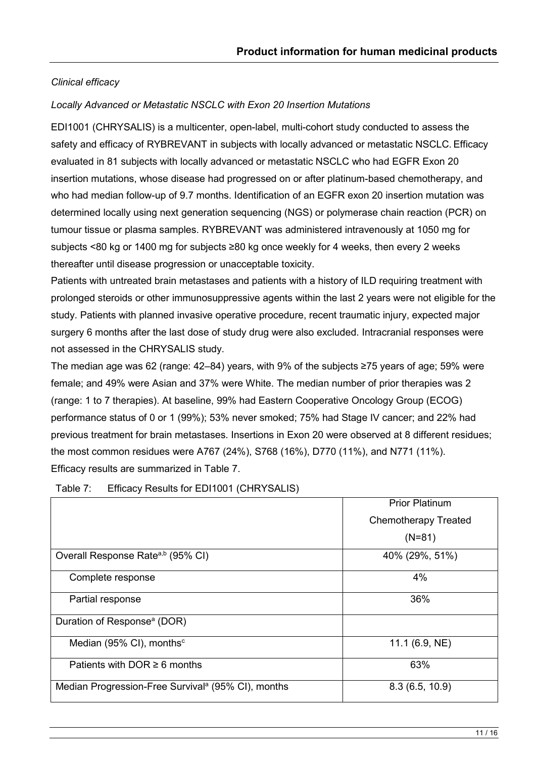*Clinical efficacy*

*Locally Advanced or Metastatic NSCLC with Exon 20 Insertion Mutations*

EDI1001 (CHRYSALIS) is a multicenter, open-label, multi-cohort study conducted to assess the safety and efficacy of RYBREVANT in subjects with locally advanced or metastatic NSCLC. Efficacy evaluated in 81 subjects with locally advanced or metastatic NSCLC who had EGFR Exon 20 insertion mutations, whose disease had progressed on or after platinum-based chemotherapy, and who had median follow-up of 9.7 months. Identification of an EGFR exon 20 insertion mutation was determined locally using next generation sequencing (NGS) or polymerase chain reaction (PCR) on tumour tissue or plasma samples. RYBREVANT was administered intravenously at 1050 mg for subjects <80 kg or 1400 mg for subjects ≥80 kg once weekly for 4 weeks, then every 2 weeks thereafter until disease progression or unacceptable toxicity.

Patients with untreated brain metastases and patients with a history of ILD requiring treatment with prolonged steroids or other immunosuppressive agents within the last 2 years were not eligible for the study. Patients with planned invasive operative procedure, recent traumatic injury, expected major surgery 6 months after the last dose of study drug were also excluded. Intracranial responses were not assessed in the CHRYSALIS study.

The median age was 62 (range: 42–84) years, with 9% of the subjects ≥75 years of age; 59% were female; and 49% were Asian and 37% were White. The median number of prior therapies was 2 (range: 1 to 7 therapies). At baseline, 99% had Eastern Cooperative Oncology Group (ECOG) performance status of 0 or 1 (99%); 53% never smoked; 75% had Stage IV cancer; and 22% had previous treatment for brain metastases. Insertions in Exon 20 were observed at 8 different residues; the most common residues were A767 (24%), S768 (16%), D770 (11%), and N771 (11%).

Efficacy results are summarized in Table 7.

Table 7: Efficacy Results for EDI1001 (CHRYSALIS)

| | Prior Platinum Chemotherapy Treated (N=81) |
|---|---|
| Overall Response Rate[a,b] (95% CI) | 40% (29%, 51%) |
| Complete response | 4% |
| Partial response | 36% |
| Duration of Response[a] (DOR) | |
| Median (95% CI), months[c] | 11.1 (6.9, NE) |
| Patients with DOR ≥ 6 months | 63% |
| Median Progression-Free Survival[a] (95% CI), months | 8.3 (6.5, 10.9) |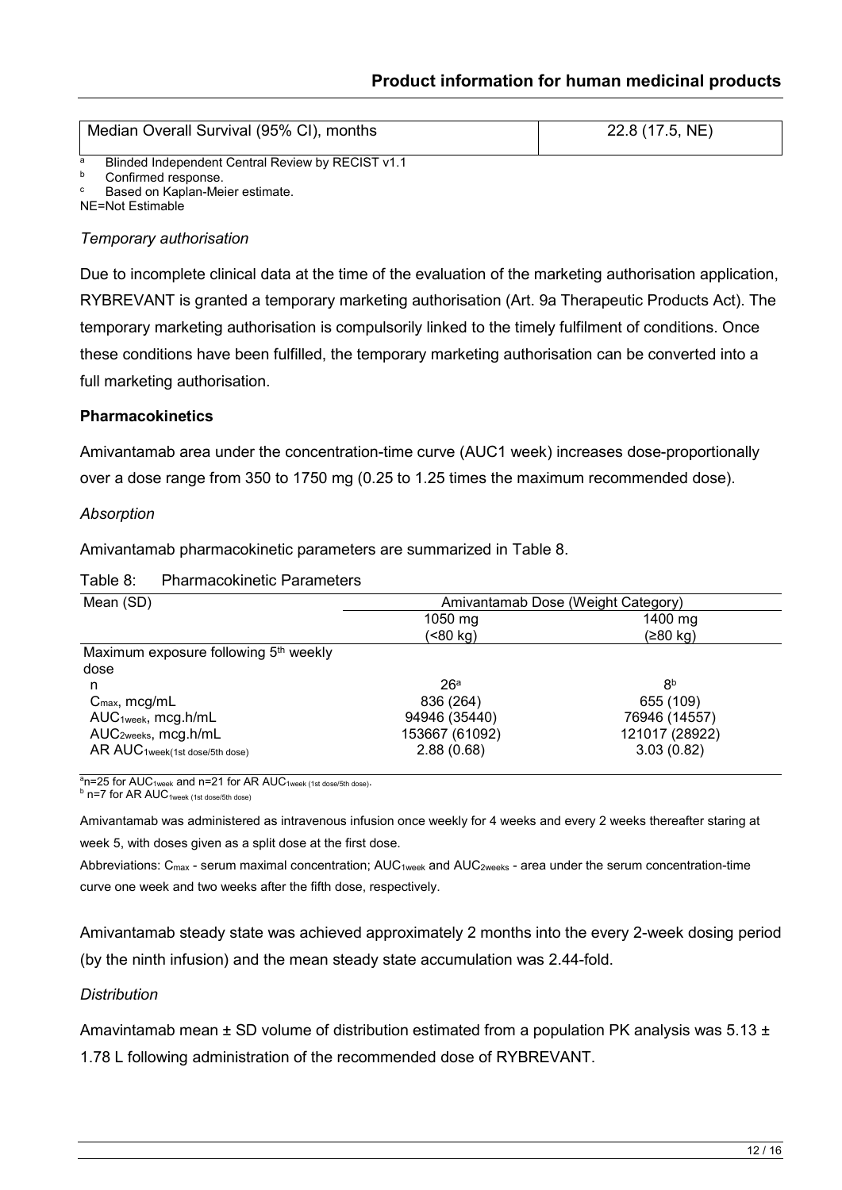| Median Overall Survival (95% CI), months | 22.8 (17.5, NE) |
|---|---|

[a] Blinded Independent Central Review by RECIST v1.1
[b] Confirmed response.
[c] Based on Kaplan-Meier estimate.
NE=Not Estimable

*Temporary authorisation*

Due to incomplete clinical data at the time of the evaluation of the marketing authorisation application, RYBREVANT is granted a temporary marketing authorisation (Art. 9a Therapeutic Products Act). The temporary marketing authorisation is compulsorily linked to the timely fulfilment of conditions. Once these conditions have been fulfilled, the temporary marketing authorisation can be converted into a full marketing authorisation.

**Pharmacokinetics**

Amivantamab area under the concentration-time curve (AUC1 week) increases dose-proportionally over a dose range from 350 to 1750 mg (0.25 to 1.25 times the maximum recommended dose).

*Absorption*

Amivantamab pharmacokinetic parameters are summarized in Table 8.

Table 8: Pharmacokinetic Parameters

| Mean (SD) | Amivantamab Dose (Weight Category) | |
|---|---|---|
| | 1050 mg (<80 kg) | 1400 mg (≥80 kg) |
| Maximum exposure following 5th weekly dose | | |
| n | 26[a] | 8[b] |
| $C_{max}$, mcg/mL | 836 (264) | 655 (109) |
| $AUC_{1week}$, mcg.h/mL | 94946 (35440) | 76946 (14557) |
| $AUC_{2weeks}$, mcg.h/mL | 153667 (61092) | 121017 (28922) |
| AR $AUC_{1week(1st\ dose/5th\ dose)}$ | 2.88 (0.68) | 3.03 (0.82) |

[a]n=25 for $AUC_{1week}$ and n=21 for AR $AUC_{1week\ (1st\ dose/5th\ dose)}$.
[b] n=7 for AR $AUC_{1week\ (1st\ dose/5th\ dose)}$

Amivantamab was administered as intravenous infusion once weekly for 4 weeks and every 2 weeks thereafter staring at week 5, with doses given as a split dose at the first dose.

Abbreviations: $C_{max}$ - serum maximal concentration; $AUC_{1week}$ and $AUC_{2weeks}$ - area under the serum concentration-time curve one week and two weeks after the fifth dose, respectively.

Amivantamab steady state was achieved approximately 2 months into the every 2-week dosing period (by the ninth infusion) and the mean steady state accumulation was 2.44-fold.

*Distribution*

Amavintamab mean ± SD volume of distribution estimated from a population PK analysis was 5.13 ± 1.78 L following administration of the recommended dose of RYBREVANT.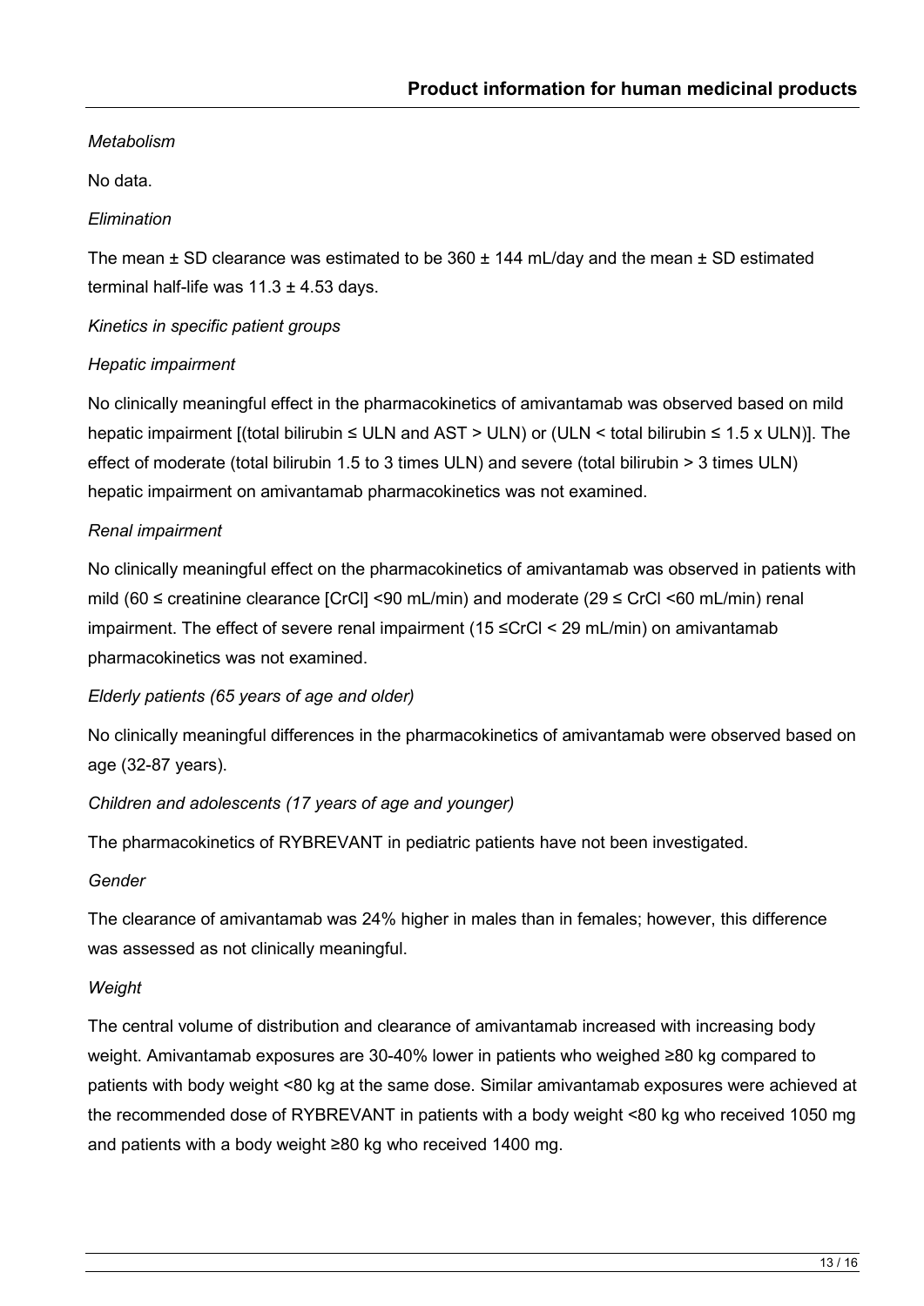*Metabolism*

No data.

*Elimination*

The mean ± SD clearance was estimated to be 360 ± 144 mL/day and the mean ± SD estimated terminal half-life was 11.3 ± 4.53 days.

*Kinetics in specific patient groups*

*Hepatic impairment*

No clinically meaningful effect in the pharmacokinetics of amivantamab was observed based on mild hepatic impairment [(total bilirubin ≤ ULN and AST > ULN) or (ULN < total bilirubin ≤ 1.5 x ULN)]. The effect of moderate (total bilirubin 1.5 to 3 times ULN) and severe (total bilirubin > 3 times ULN) hepatic impairment on amivantamab pharmacokinetics was not examined.

*Renal impairment*

No clinically meaningful effect on the pharmacokinetics of amivantamab was observed in patients with mild (60 ≤ creatinine clearance [CrCl] <90 mL/min) and moderate (29 ≤ CrCl <60 mL/min) renal impairment. The effect of severe renal impairment (15 ≤CrCl < 29 mL/min) on amivantamab pharmacokinetics was not examined.

*Elderly patients (65 years of age and older)*

No clinically meaningful differences in the pharmacokinetics of amivantamab were observed based on age (32-87 years).

*Children and adolescents (17 years of age and younger)*

The pharmacokinetics of RYBREVANT in pediatric patients have not been investigated.

*Gender*

The clearance of amivantamab was 24% higher in males than in females; however, this difference was assessed as not clinically meaningful.

*Weight*

The central volume of distribution and clearance of amivantamab increased with increasing body weight. Amivantamab exposures are 30-40% lower in patients who weighed ≥80 kg compared to patients with body weight <80 kg at the same dose. Similar amivantamab exposures were achieved at the recommended dose of RYBREVANT in patients with a body weight <80 kg who received 1050 mg and patients with a body weight ≥80 kg who received 1400 mg.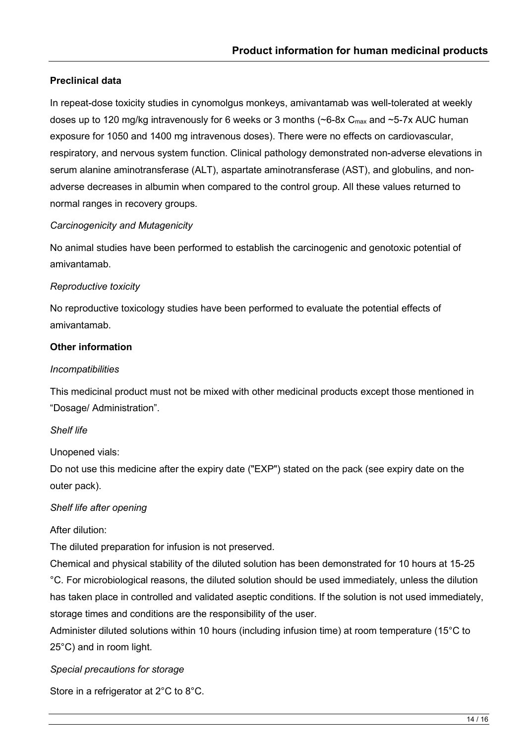**Preclinical data**

In repeat-dose toxicity studies in cynomolgus monkeys, amivantamab was well-tolerated at weekly doses up to 120 mg/kg intravenously for 6 weeks or 3 months (~6-8x $C_{max}$ and ~5-7x AUC human exposure for 1050 and 1400 mg intravenous doses). There were no effects on cardiovascular, respiratory, and nervous system function. Clinical pathology demonstrated non-adverse elevations in serum alanine aminotransferase (ALT), aspartate aminotransferase (AST), and globulins, and non-adverse decreases in albumin when compared to the control group. All these values returned to normal ranges in recovery groups.

*Carcinogenicity and Mutagenicity*

No animal studies have been performed to establish the carcinogenic and genotoxic potential of amivantamab.

*Reproductive toxicity*

No reproductive toxicology studies have been performed to evaluate the potential effects of amivantamab.

**Other information**

*Incompatibilities*

This medicinal product must not be mixed with other medicinal products except those mentioned in "Dosage/ Administration".

*Shelf life*

Unopened vials:
Do not use this medicine after the expiry date ("EXP") stated on the pack (see expiry date on the outer pack).

*Shelf life after opening*

After dilution:
The diluted preparation for infusion is not preserved.
Chemical and physical stability of the diluted solution has been demonstrated for 10 hours at 15-25 °C. For microbiological reasons, the diluted solution should be used immediately, unless the dilution has taken place in controlled and validated aseptic conditions. If the solution is not used immediately, storage times and conditions are the responsibility of the user.
Administer diluted solutions within 10 hours (including infusion time) at room temperature (15°C to 25°C) and in room light.

*Special precautions for storage*

Store in a refrigerator at 2°C to 8°C.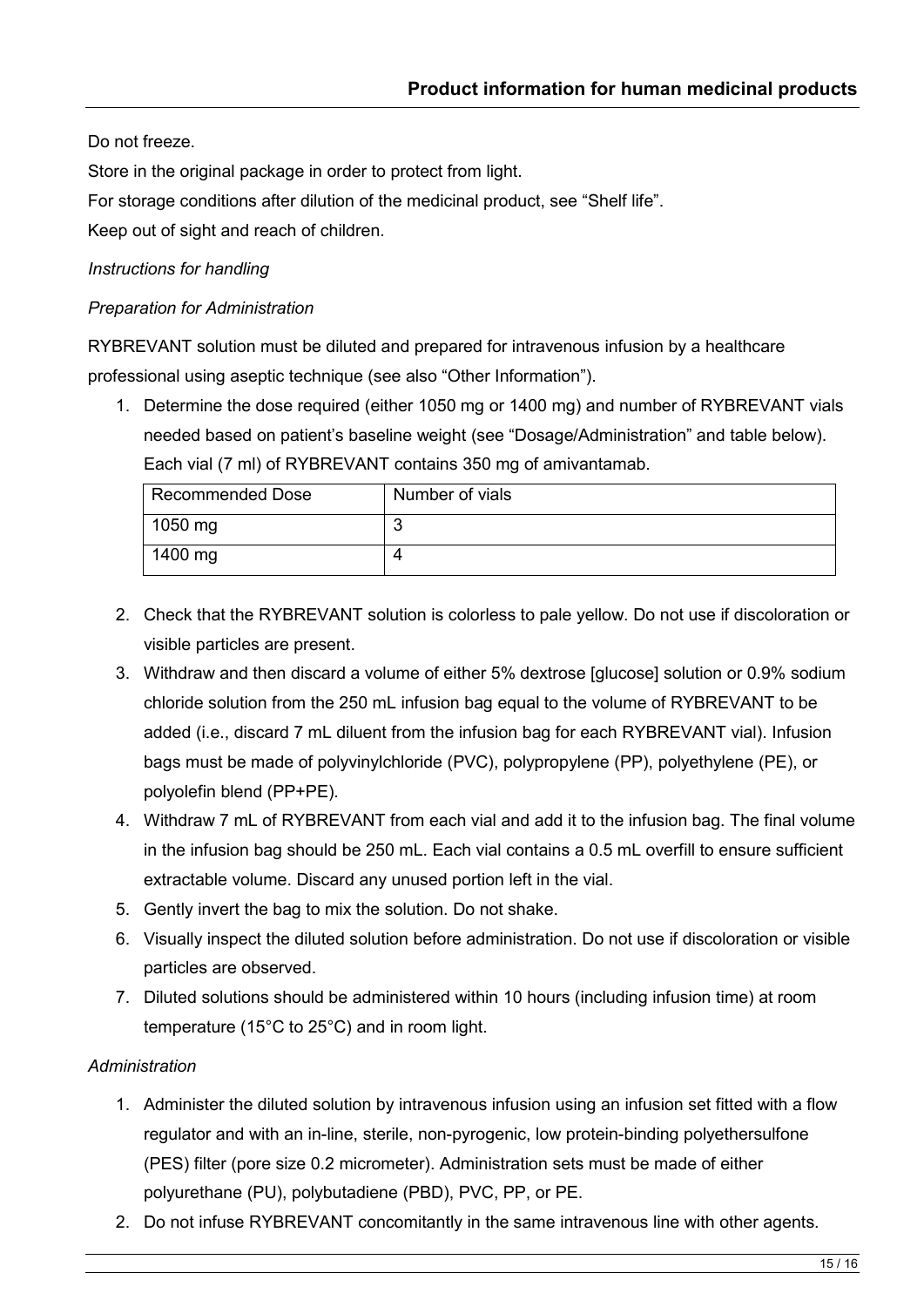Do not freeze.

Store in the original package in order to protect from light.

For storage conditions after dilution of the medicinal product, see “Shelf life”.

Keep out of sight and reach of children.

*Instructions for handling*

*Preparation for Administration*

RYBREVANT solution must be diluted and prepared for intravenous infusion by a healthcare professional using aseptic technique (see also “Other Information”).

1. Determine the dose required (either 1050 mg or 1400 mg) and number of RYBREVANT vials needed based on patient’s baseline weight (see “Dosage/Administration” and table below). Each vial (7 ml) of RYBREVANT contains 350 mg of amivantamab.

| Recommended Dose | Number of vials |
|---|---|
| 1050 mg | 3 |
| 1400 mg | 4 |

2. Check that the RYBREVANT solution is colorless to pale yellow. Do not use if discoloration or visible particles are present.
3. Withdraw and then discard a volume of either 5% dextrose [glucose] solution or 0.9% sodium chloride solution from the 250 mL infusion bag equal to the volume of RYBREVANT to be added (i.e., discard 7 mL diluent from the infusion bag for each RYBREVANT vial). Infusion bags must be made of polyvinylchloride (PVC), polypropylene (PP), polyethylene (PE), or polyolefin blend (PP+PE).
4. Withdraw 7 mL of RYBREVANT from each vial and add it to the infusion bag. The final volume in the infusion bag should be 250 mL. Each vial contains a 0.5 mL overfill to ensure sufficient extractable volume. Discard any unused portion left in the vial.
5. Gently invert the bag to mix the solution. Do not shake.
6. Visually inspect the diluted solution before administration. Do not use if discoloration or visible particles are observed.
7. Diluted solutions should be administered within 10 hours (including infusion time) at room temperature (15°C to 25°C) and in room light.

*Administration*

1. Administer the diluted solution by intravenous infusion using an infusion set fitted with a flow regulator and with an in-line, sterile, non-pyrogenic, low protein-binding polyethersulfone (PES) filter (pore size 0.2 micrometer). Administration sets must be made of either polyurethane (PU), polybutadiene (PBD), PVC, PP, or PE.
2. Do not infuse RYBREVANT concomitantly in the same intravenous line with other agents.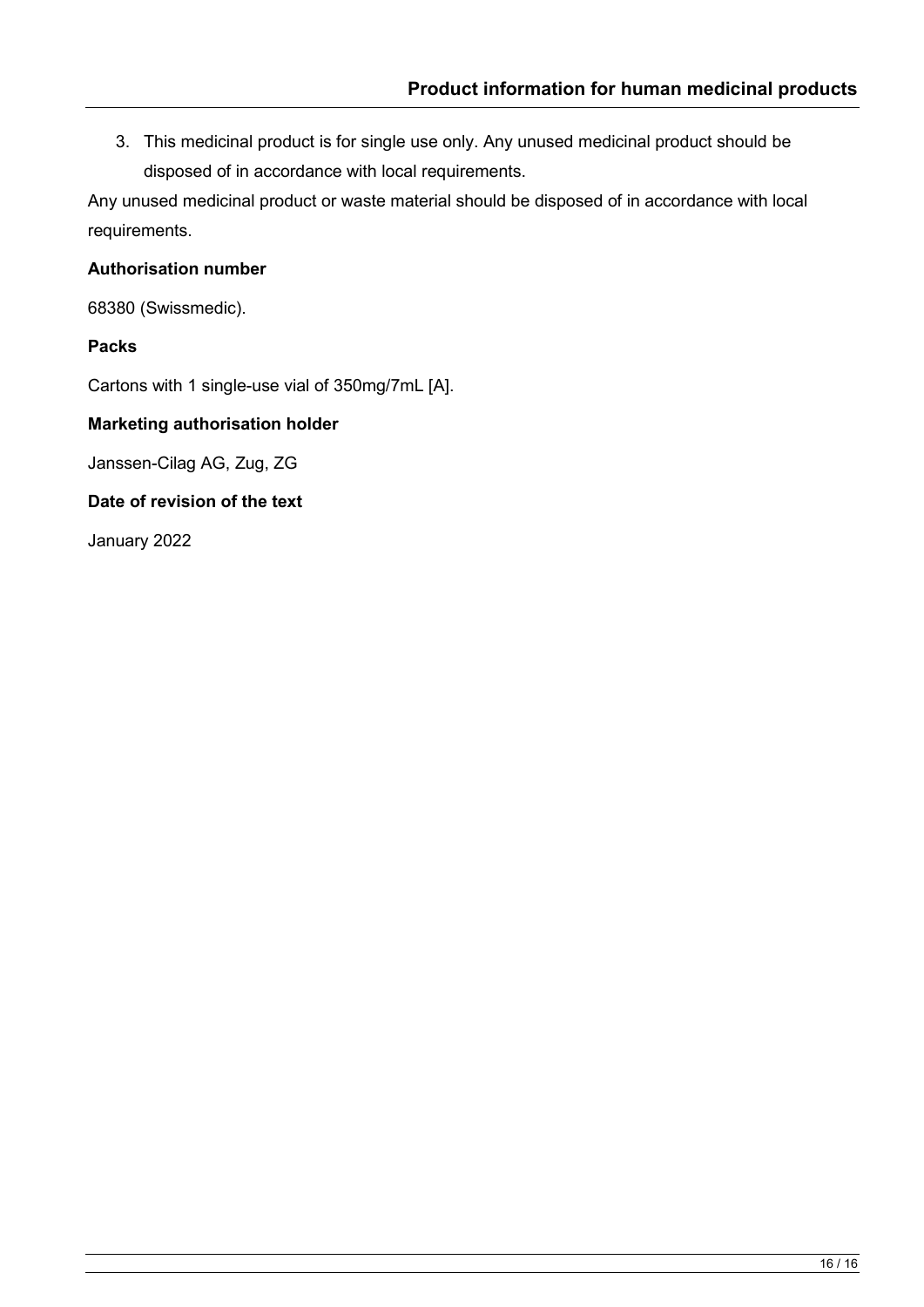3. This medicinal product is for single use only. Any unused medicinal product should be disposed of in accordance with local requirements.

Any unused medicinal product or waste material should be disposed of in accordance with local requirements.

**Authorisation number**

68380 (Swissmedic).

**Packs**

Cartons with 1 single-use vial of 350mg/7mL [A].

**Marketing authorisation holder**

Janssen-Cilag AG, Zug, ZG

**Date of revision of the text**

January 2022